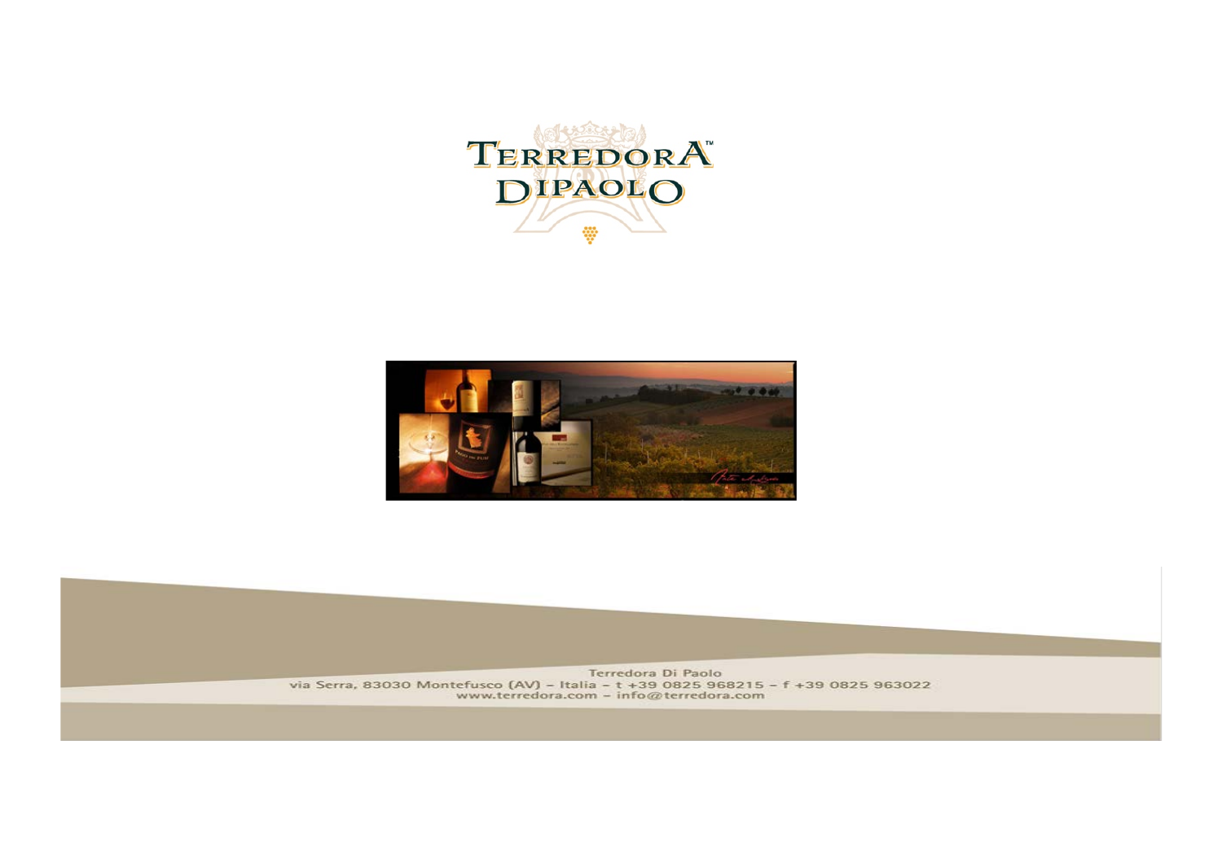# TERREDORA™ DIPAOLO

Terredora Di Paolo
via Serra, 83030 Montefusco (AV) – Italia – t +39 0825 968215 – f +39 0825 963022
www.terredora.com – info@terredora.com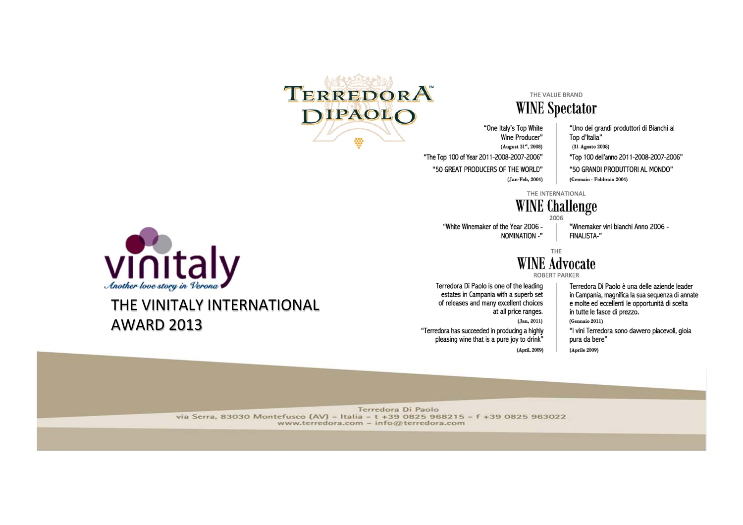# TERREDORA DIPAOLO

THE VALUE BRAND

## WINE Spectator

"One Italy's Top White Wine Producer"
(August 31st, 2008)

"The Top 100 of Year 2011-2008-2007-2006"

"50 GREAT PRODUCERS OF THE WORLD"
(Jan-Feb, 2004)

"Uno dei grandi produttori di Bianchi al Top d'Italia"
(31 Agosto 2008)

"Top 100 dell'anno 2011-2008-2007-2006"

"50 GRANDI PRODUTTORI AL MONDO"
(Gennaio - Febbraio 2004)

THE INTERNATIONAL

## WINE Challenge

2006

"White Winemaker of the Year 2006 - NOMINATION -"

"Winemaker vini bianchi Anno 2006 - FINALISTA-"

THE

## WINE Advocate

ROBERT PARKER

Terredora Di Paolo is one of the leading estates in Campania with a superb set of releases and many excellent choices at all price ranges.
(Jan, 2011)

"Terredora has succeeded in producing a highly pleasing wine that is a pure joy to drink"
(April, 2009)

Terredora Di Paolo è una delle aziende leader in Campania, magnifica la sua sequenza di annate e molte ed eccellenti le opportunità di scelta in tutte le fasce di prezzo.
(Gennaio 2011)

"I vini Terredora sono davvero piacevoli, gioia pura da bere"
(Aprile 2009)

vinitaly
*Another love story in Verona*

## THE VINITALY INTERNATIONAL AWARD 2013

Terredora Di Paolo
via Serra, 83030 Montefusco (AV) – Italia – t +39 0825 968215 – f +39 0825 963022
www.terredora.com – info@terredora.com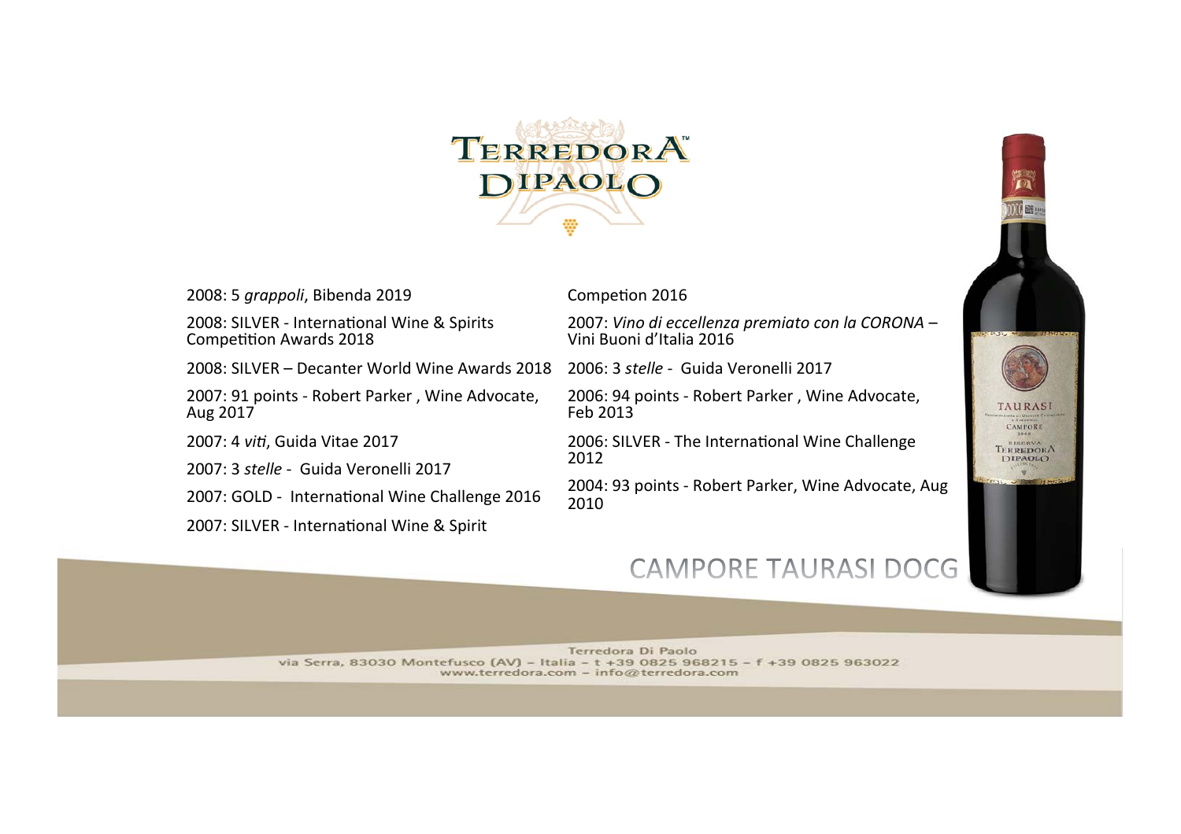# CAMPORE TAURASI DOCG

- 2008: 5 *grappoli*, Bibenda 2019
- 2008: SILVER - International Wine & Spirits Competition Awards 2018
- 2008: SILVER – Decanter World Wine Awards 2018
- 2007: 91 points - Robert Parker , Wine Advocate, Aug 2017
- 2007: 4 *viti*, Guida Vitae 2017
- 2007: 3 *stelle* - Guida Veronelli 2017
- 2007: GOLD - International Wine Challenge 2016
- 2007: SILVER - International Wine & Spirit Competion 2016
- 2007: *Vino di eccellenza premiato con la CORONA* – Vini Buoni d'Italia 2016
- 2006: 3 *stelle* - Guida Veronelli 2017
- 2006: 94 points - Robert Parker , Wine Advocate, Feb 2013
- 2006: SILVER - The International Wine Challenge 2012
- 2004: 93 points - Robert Parker, Wine Advocate, Aug 2010

Terredora Di Paolo
via Serra, 83030 Montefusco (AV) – Italia – t +39 0825 968215 – f +39 0825 963022
www.terredora.com – info@terredora.com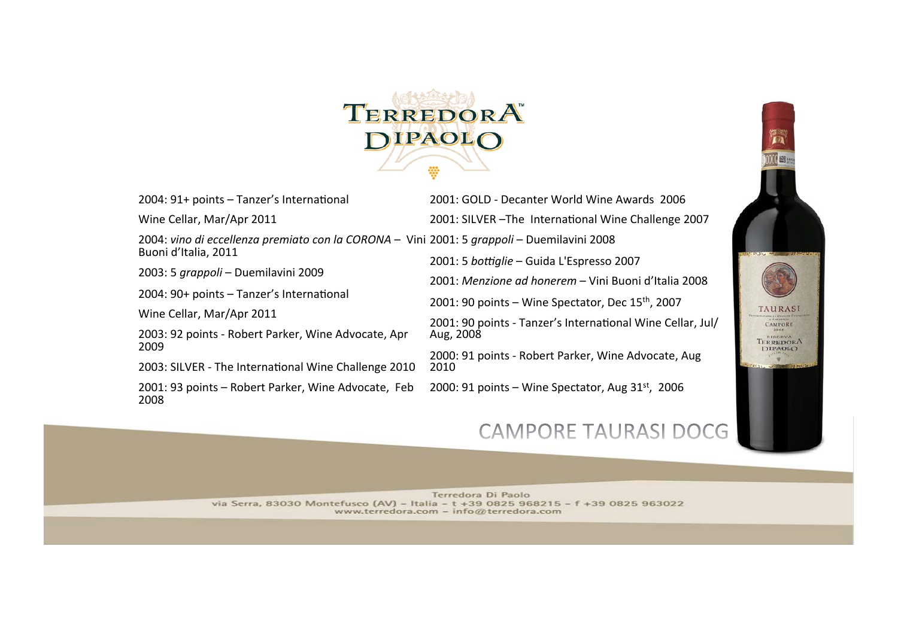# TERREDORA DIPAOLO

2004: 91+ points – Tanzer's International

Wine Cellar, Mar/Apr 2011

2004: *vino di eccellenza premiato con la CORONA* – Vini Buoni d'Italia, 2011

2003: 5 *grappoli* – Duemilavini 2009

2004: 90+ points – Tanzer's International

Wine Cellar, Mar/Apr 2011

2003: 92 points - Robert Parker, Wine Advocate, Apr 2009

2003: SILVER - The International Wine Challenge 2010

2001: 93 points – Robert Parker, Wine Advocate, Feb 2008

2001: GOLD - Decanter World Wine Awards 2006

2001: SILVER –The International Wine Challenge 2007

2001: 5 *grappoli* – Duemilavini 2008

2001: 5 *bottiglie* – Guida L'Espresso 2007

2001: *Menzione ad honerem* – Vini Buoni d'Italia 2008

2001: 90 points – Wine Spectator, Dec 15th, 2007

2001: 90 points - Tanzer's International Wine Cellar, Jul/Aug, 2008

2000: 91 points - Robert Parker, Wine Advocate, Aug 2010

2000: 91 points – Wine Spectator, Aug 31st, 2006

## CAMPORE TAURASI DOCG

Terredora Di Paolo
via Serra, 83030 Montefusco (AV) – Italia – t +39 0825 968215 – f +39 0825 963022
www.terredora.com – info@terredora.com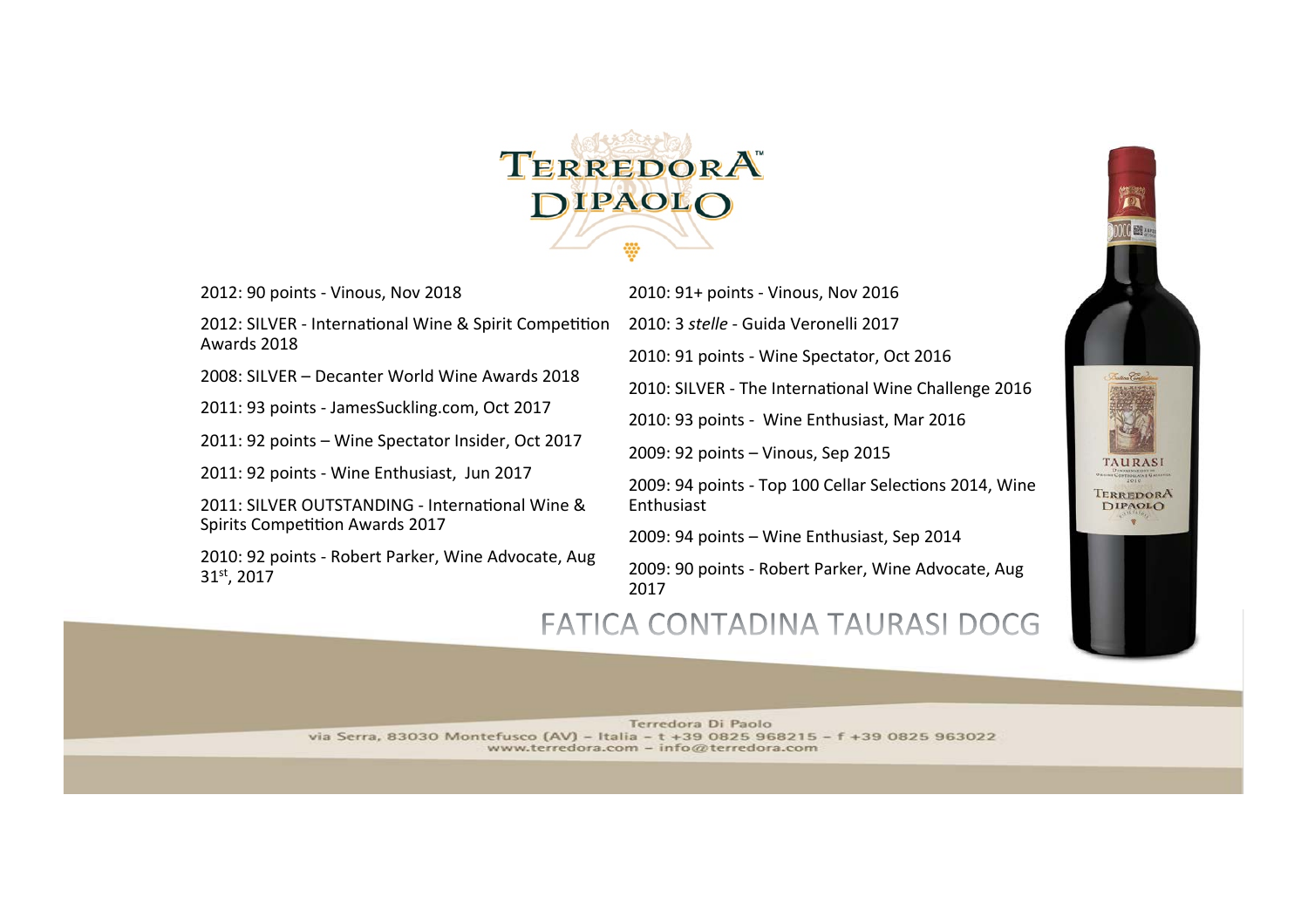# TERREDORA DIPAOLO

## FATICA CONTADINA TAURASI DOCG

2012: 90 points - Vinous, Nov 2018

2012: SILVER - International Wine & Spirit Competition Awards 2018

2008: SILVER – Decanter World Wine Awards 2018

2011: 93 points - JamesSuckling.com, Oct 2017

2011: 92 points – Wine Spectator Insider, Oct 2017

2011: 92 points - Wine Enthusiast, Jun 2017

2011: SILVER OUTSTANDING - International Wine & Spirits Competition Awards 2017

2010: 92 points - Robert Parker, Wine Advocate, Aug 31st, 2017

2010: 91+ points - Vinous, Nov 2016

2010: 3 *stelle* - Guida Veronelli 2017

2010: 91 points - Wine Spectator, Oct 2016

2010: SILVER - The International Wine Challenge 2016

2010: 93 points - Wine Enthusiast, Mar 2016

2009: 92 points – Vinous, Sep 2015

2009: 94 points - Top 100 Cellar Selections 2014, Wine Enthusiast

2009: 94 points – Wine Enthusiast, Sep 2014

2009: 90 points - Robert Parker, Wine Advocate, Aug 2017

Terredora Di Paolo
via Serra, 83030 Montefusco (AV) – Italia – t +39 0825 968215 – f +39 0825 963022
www.terredora.com – info@terredora.com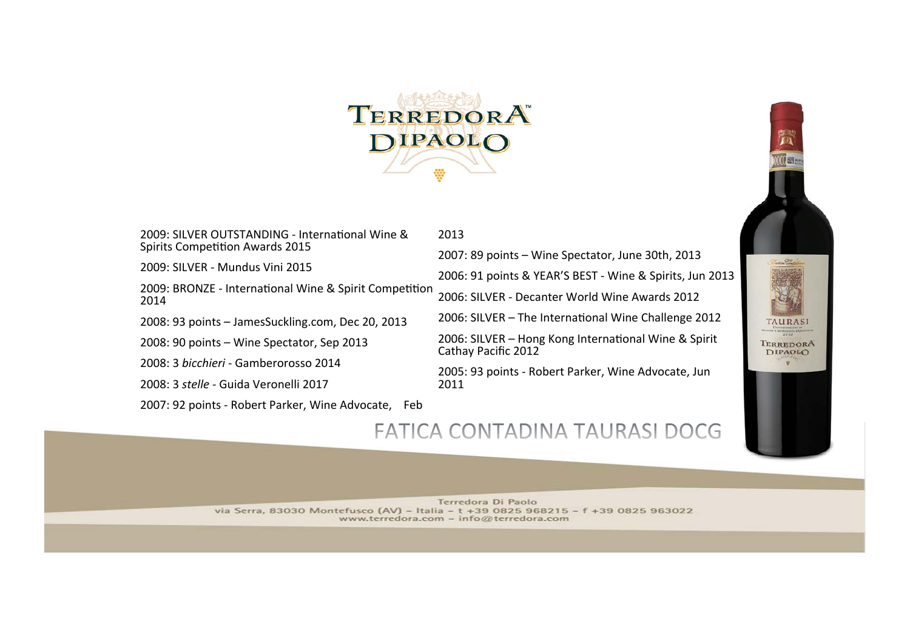# TERREDORA DIPAOLO

## FATICA CONTADINA TAURASI DOCG

2009: SILVER OUTSTANDING - International Wine & Spirits Competition Awards 2015

2009: SILVER - Mundus Vini 2015

2009: BRONZE - International Wine & Spirit Competition 2014

2008: 93 points – JamesSuckling.com, Dec 20, 2013

2008: 90 points – Wine Spectator, Sep 2013

2008: 3 *bicchieri* - Gamberorosso 2014

2008: 3 *stelle* - Guida Veronelli 2017

2007: 92 points - Robert Parker, Wine Advocate, Feb 2013

2007: 89 points – Wine Spectator, June 30th, 2013

2006: 91 points & YEAR'S BEST - Wine & Spirits, Jun 2013

2006: SILVER - Decanter World Wine Awards 2012

2006: SILVER – The International Wine Challenge 2012

2006: SILVER – Hong Kong International Wine & Spirit Cathay Pacific 2012

2005: 93 points - Robert Parker, Wine Advocate, Jun 2011

Terredora Di Paolo
via Serra, 83030 Montefusco (AV) – Italia – t +39 0825 968215 – f +39 0825 963022
www.terredora.com – info@terredora.com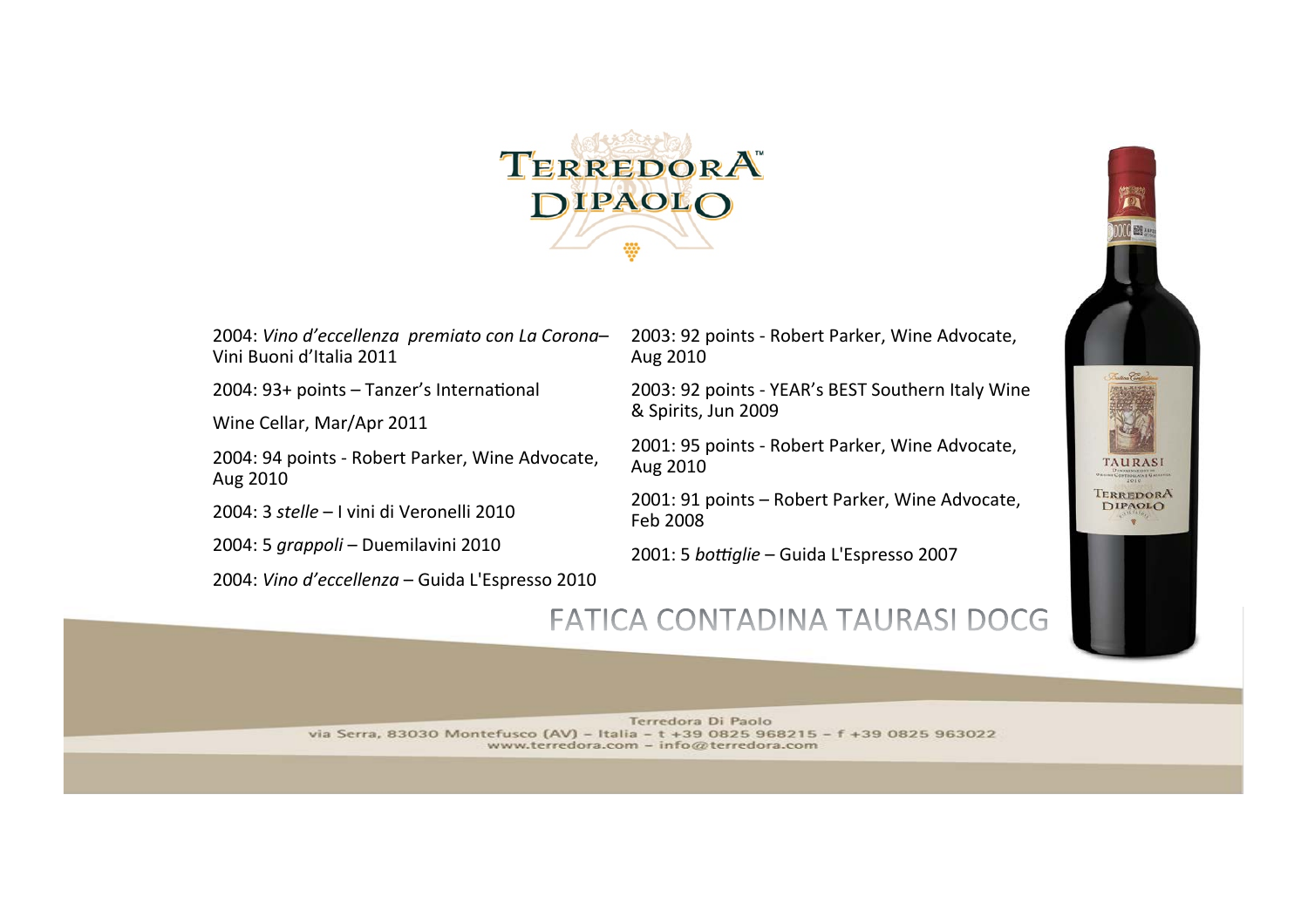# TERREDORA DIPAOLO

2004: *Vino d'eccellenza premiato con La Corona*– Vini Buoni d'Italia 2011

2004: 93+ points – Tanzer's International

Wine Cellar, Mar/Apr 2011

2004: 94 points - Robert Parker, Wine Advocate, Aug 2010

2004: 3 *stelle* – I vini di Veronelli 2010

2004: 5 *grappoli* – Duemilavini 2010

2004: *Vino d'eccellenza* – Guida L'Espresso 2010

2003: 92 points - Robert Parker, Wine Advocate, Aug 2010

2003: 92 points - YEAR's BEST Southern Italy Wine & Spirits, Jun 2009

2001: 95 points - Robert Parker, Wine Advocate, Aug 2010

2001: 91 points – Robert Parker, Wine Advocate, Feb 2008

2001: 5 *bottiglie* – Guida L'Espresso 2007

## FATICA CONTADINA TAURASI DOCG

Terredora Di Paolo
via Serra, 83030 Montefusco (AV) – Italia – t +39 0825 968215 – f +39 0825 963022
www.terredora.com – info@terredora.com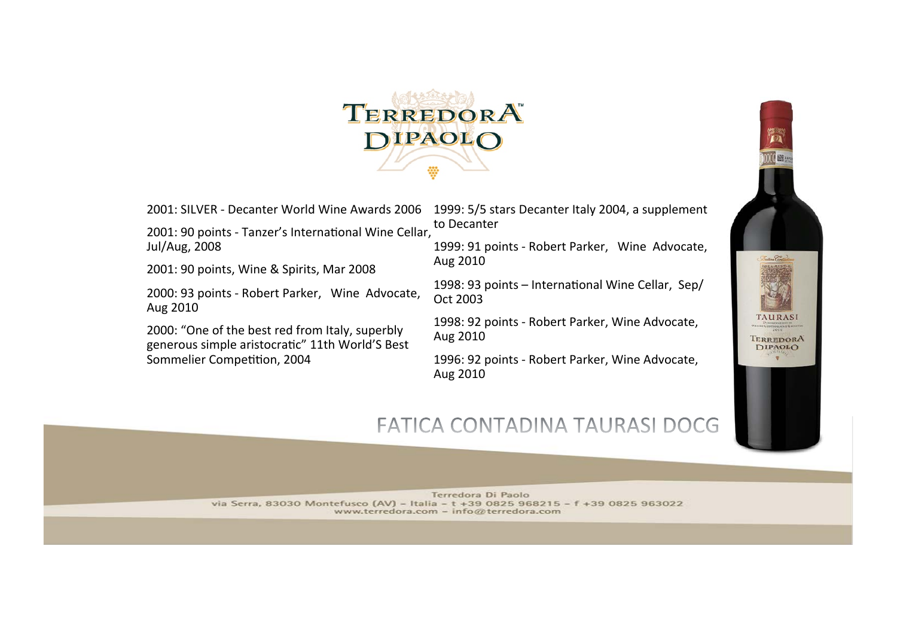# TERREDORA DIPAOLO

2001: SILVER - Decanter World Wine Awards 2006

2001: 90 points - Tanzer's International Wine Cellar, Jul/Aug, 2008

2001: 90 points, Wine & Spirits, Mar 2008

2000: 93 points - Robert Parker, Wine Advocate, Aug 2010

2000: "One of the best red from Italy, superbly generous simple aristocratic" 11th World'S Best Sommelier Competition, 2004

1999: 5/5 stars Decanter Italy 2004, a supplement to Decanter

1999: 91 points - Robert Parker, Wine Advocate, Aug 2010

1998: 93 points – International Wine Cellar, Sep/Oct 2003

1998: 92 points - Robert Parker, Wine Advocate, Aug 2010

1996: 92 points - Robert Parker, Wine Advocate, Aug 2010

## FATICA CONTADINA TAURASI DOCG

Terredora Di Paolo
via Serra, 83030 Montefusco (AV) – Italia – t +39 0825 968215 – f +39 0825 963022
www.terredora.com – info@terredora.com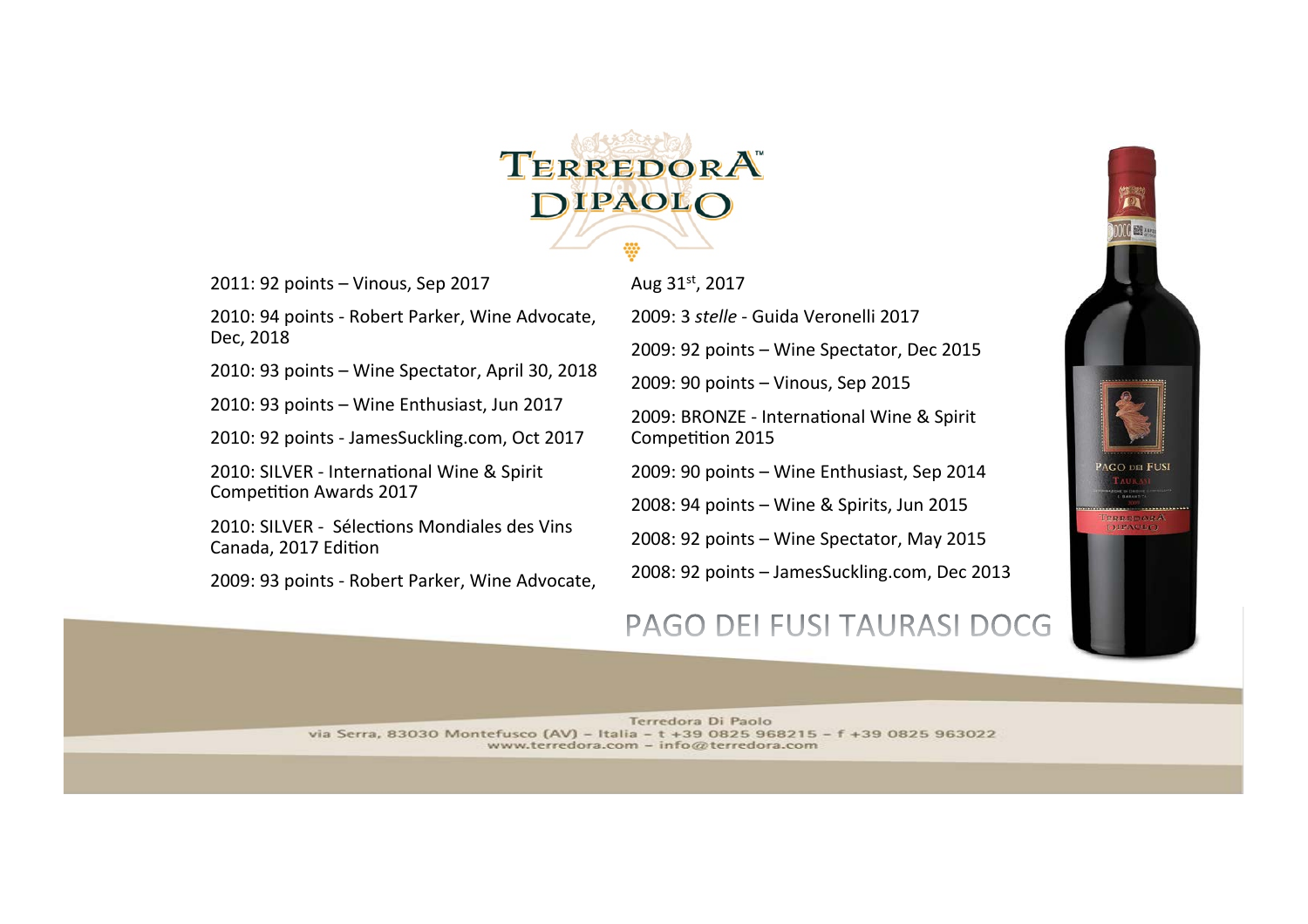# TERREDORA DIPAOLO

2011: 92 points – Vinous, Sep 2017

2010: 94 points - Robert Parker, Wine Advocate, Dec, 2018

2010: 93 points – Wine Spectator, April 30, 2018

2010: 93 points – Wine Enthusiast, Jun 2017

2010: 92 points - JamesSuckling.com, Oct 2017

2010: SILVER - International Wine & Spirit Competition Awards 2017

2010: SILVER - Sélections Mondiales des Vins Canada, 2017 Edition

2009: 93 points - Robert Parker, Wine Advocate, Aug 31st, 2017

2009: 3 *stelle* - Guida Veronelli 2017

2009: 92 points – Wine Spectator, Dec 2015

2009: 90 points – Vinous, Sep 2015

2009: BRONZE - International Wine & Spirit Competition 2015

2009: 90 points – Wine Enthusiast, Sep 2014

2008: 94 points – Wine & Spirits, Jun 2015

2008: 92 points – Wine Spectator, May 2015

2008: 92 points – JamesSuckling.com, Dec 2013

## PAGO DEI FUSI TAURASI DOCG

Terredora Di Paolo
via Serra, 83030 Montefusco (AV) – Italia – t +39 0825 968215 – f +39 0825 963022
www.terredora.com – info@terredora.com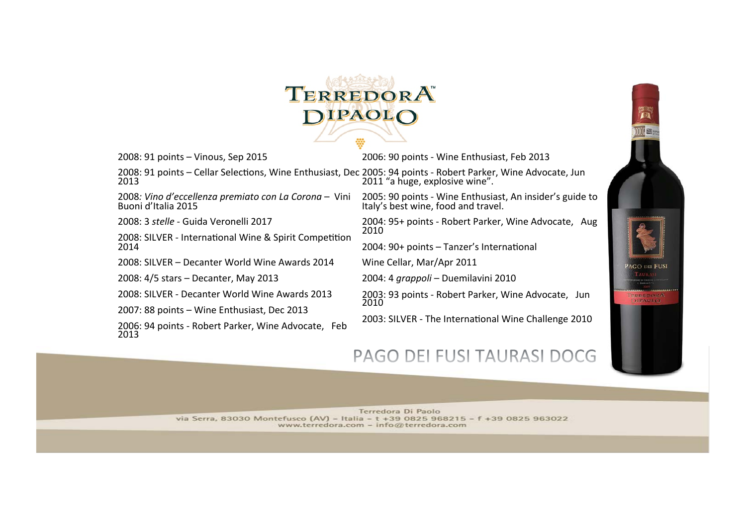# PAGO DEI FUSI TAURASI DOCG

- 2008: 91 points – Vinous, Sep 2015
- 2008: 91 points – Cellar Selections, Wine Enthusiast, Dec 2013
- 2008*: Vino d'eccellenza premiato con La Corona* – Vini Buoni d'Italia 2015
- 2008: 3 *stelle* - Guida Veronelli 2017
- 2008: SILVER - International Wine & Spirit Competition 2014
- 2008: SILVER – Decanter World Wine Awards 2014
- 2008: 4/5 stars – Decanter, May 2013
- 2008: SILVER - Decanter World Wine Awards 2013
- 2007: 88 points – Wine Enthusiast, Dec 2013
- 2006: 94 points - Robert Parker, Wine Advocate, Feb 2013
- 2006: 90 points - Wine Enthusiast, Feb 2013
- 2005: 94 points - Robert Parker, Wine Advocate, Jun 2011 "a huge, explosive wine".
- 2005: 90 points - Wine Enthusiast, An insider's guide to Italy's best wine, food and travel.
- 2004: 95+ points - Robert Parker, Wine Advocate, Aug 2010
- 2004: 90+ points – Tanzer's International Wine Cellar, Mar/Apr 2011
- 2004: 4 *grappoli* – Duemilavini 2010
- 2003: 93 points - Robert Parker, Wine Advocate, Jun 2010
- 2003: SILVER - The International Wine Challenge 2010

Terredora Di Paolo
via Serra, 83030 Montefusco (AV) – Italia – t +39 0825 968215 – f +39 0825 963022
www.terredora.com – info@terredora.com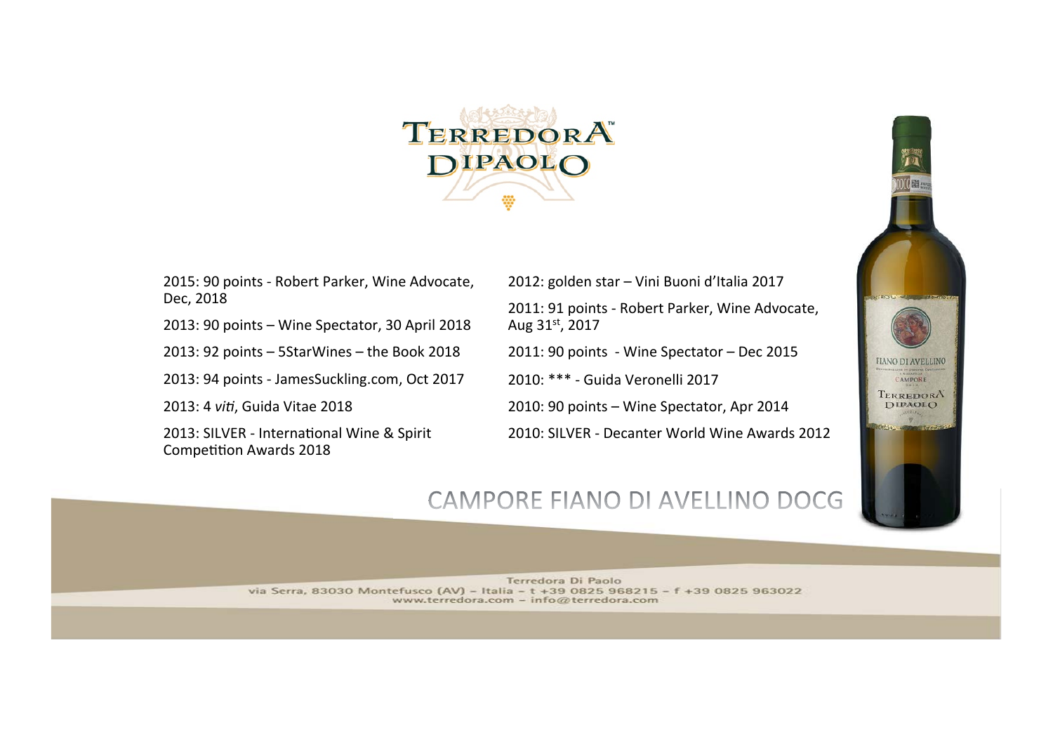# TERREDORA DIPAOLO

2015: 90 points - Robert Parker, Wine Advocate, Dec, 2018

2013: 90 points – Wine Spectator, 30 April 2018

2013: 92 points – 5StarWines – the Book 2018

2013: 94 points - JamesSuckling.com, Oct 2017

2013: 4 *viti*, Guida Vitae 2018

2013: SILVER - International Wine & Spirit Competition Awards 2018

2012: golden star – Vini Buoni d'Italia 2017

2011: 91 points - Robert Parker, Wine Advocate, Aug 31st, 2017

2011: 90 points - Wine Spectator – Dec 2015

2010: *** - Guida Veronelli 2017

2010: 90 points – Wine Spectator, Apr 2014

2010: SILVER - Decanter World Wine Awards 2012

## CAMPORE FIANO DI AVELLINO DOCG

Terredora Di Paolo
via Serra, 83030 Montefusco (AV) – Italia – t +39 0825 968215 – f +39 0825 963022
www.terredora.com – info@terredora.com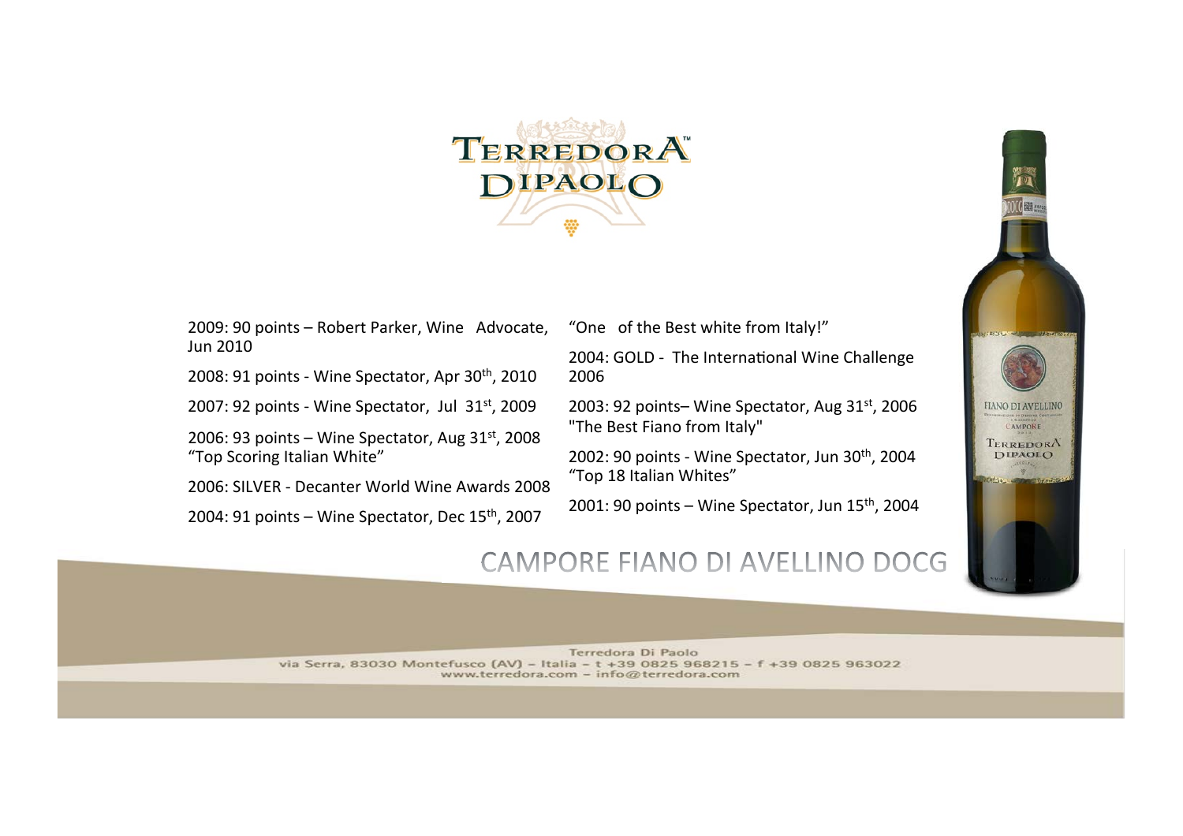# TERREDORA DIPAOLO

2009: 90 points – Robert Parker, Wine Advocate, Jun 2010

2008: 91 points - Wine Spectator, Apr 30th, 2010

2007: 92 points - Wine Spectator, Jul 31st, 2009

2006: 93 points – Wine Spectator, Aug 31st, 2008 "Top Scoring Italian White"

2006: SILVER - Decanter World Wine Awards 2008

2004: 91 points – Wine Spectator, Dec 15th, 2007

"One of the Best white from Italy!"

2004: GOLD - The International Wine Challenge 2006

2003: 92 points– Wine Spectator, Aug 31st, 2006 "The Best Fiano from Italy"

2002: 90 points - Wine Spectator, Jun 30th, 2004 "Top 18 Italian Whites"

2001: 90 points – Wine Spectator, Jun 15th, 2004

## CAMPORE FIANO DI AVELLINO DOCG

Terredora Di Paolo
via Serra, 83030 Montefusco (AV) – Italia – t +39 0825 968215 – f +39 0825 963022
www.terredora.com – info@terredora.com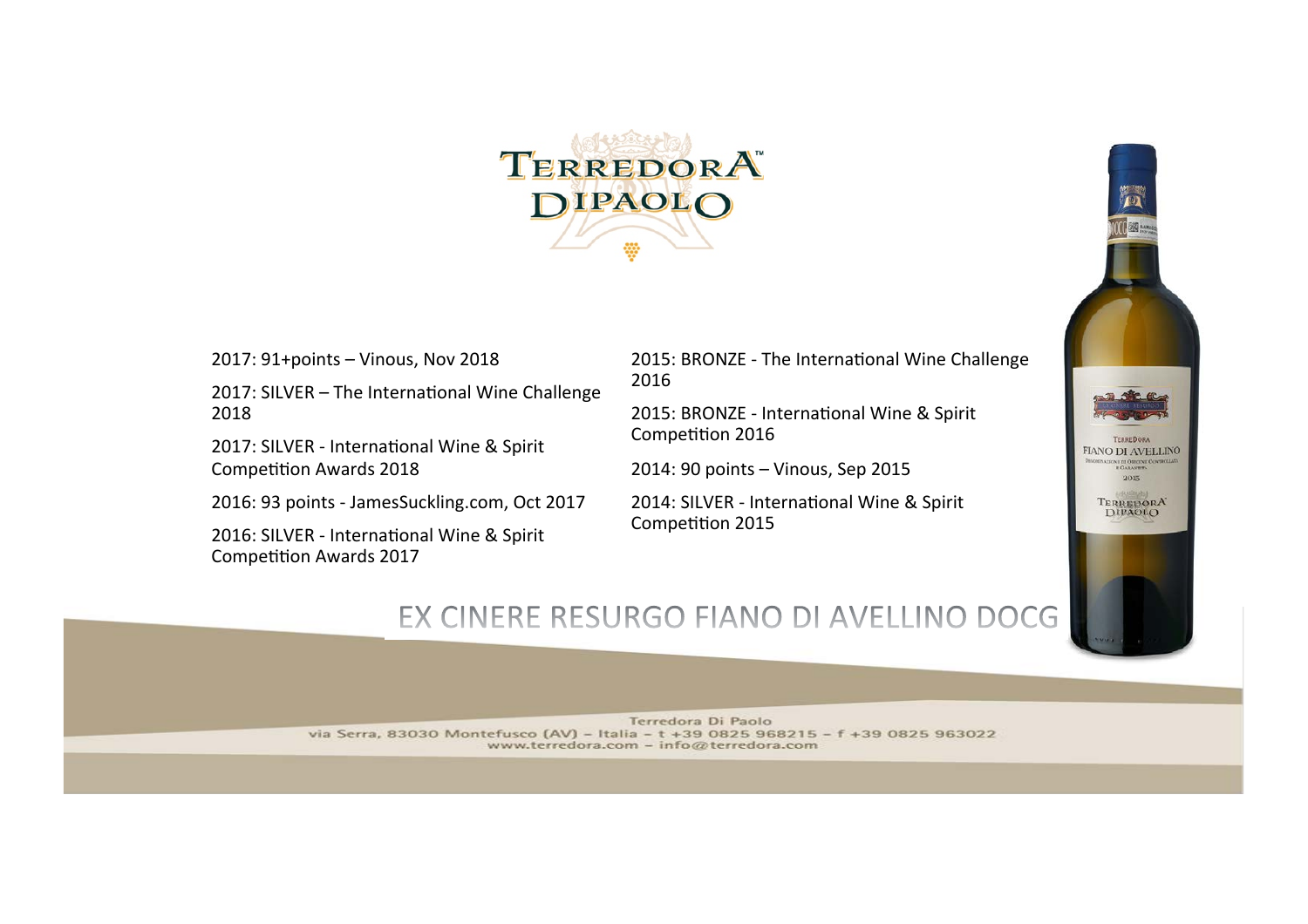# TERREDORA DIPAOLO

- 2017: 91+points – Vinous, Nov 2018
- 2017: SILVER – The International Wine Challenge 2018
- 2017: SILVER - International Wine & Spirit Competition Awards 2018
- 2016: 93 points - JamesSuckling.com, Oct 2017
- 2016: SILVER - International Wine & Spirit Competition Awards 2017
- 2015: BRONZE - The International Wine Challenge 2016
- 2015: BRONZE - International Wine & Spirit Competition 2016
- 2014: 90 points – Vinous, Sep 2015
- 2014: SILVER - International Wine & Spirit Competition 2015

## EX CINERE RESURGO FIANO DI AVELLINO DOCG

Terredora Di Paolo
via Serra, 83030 Montefusco (AV) – Italia – t +39 0825 968215 – f +39 0825 963022
www.terredora.com – info@terredora.com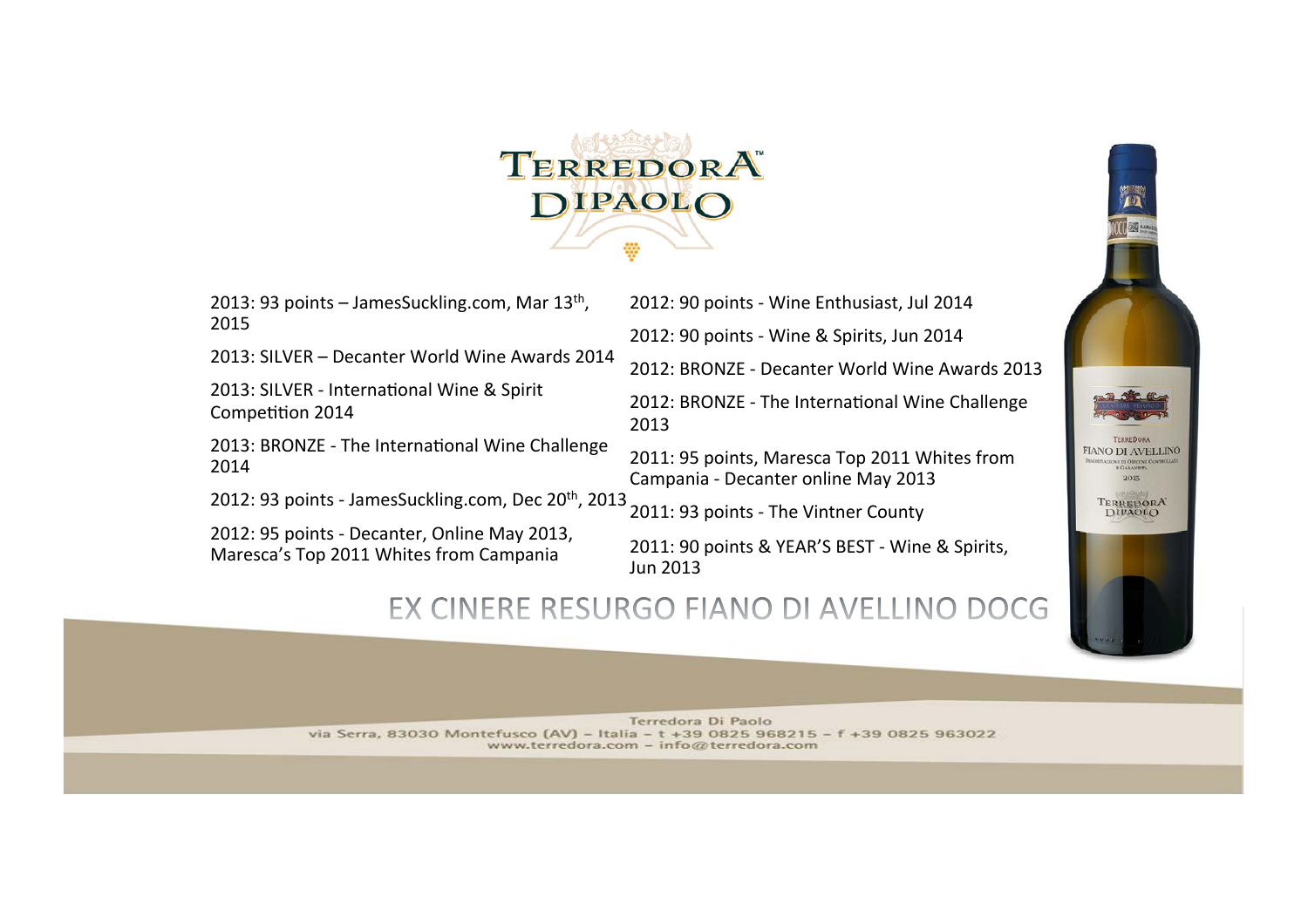# TERREDORA DIPAOLO

2013: 93 points – JamesSuckling.com, Mar 13th, 2015

2013: SILVER – Decanter World Wine Awards 2014

2013: SILVER - International Wine & Spirit Competition 2014

2013: BRONZE - The International Wine Challenge 2014

2012: 93 points - JamesSuckling.com, Dec 20th, 2013

2012: 95 points - Decanter, Online May 2013, Maresca's Top 2011 Whites from Campania

2012: 90 points - Wine Enthusiast, Jul 2014

2012: 90 points - Wine & Spirits, Jun 2014

2012: BRONZE - Decanter World Wine Awards 2013

2012: BRONZE - The International Wine Challenge 2013

2011: 95 points, Maresca Top 2011 Whites from Campania - Decanter online May 2013

2011: 93 points - The Vintner County

2011: 90 points & YEAR'S BEST - Wine & Spirits, Jun 2013

## EX CINERE RESURGO FIANO DI AVELLINO DOCG

Terredora Di Paolo
via Serra, 83030 Montefusco (AV) – Italia – t +39 0825 968215 – f +39 0825 963022
www.terredora.com – info@terredora.com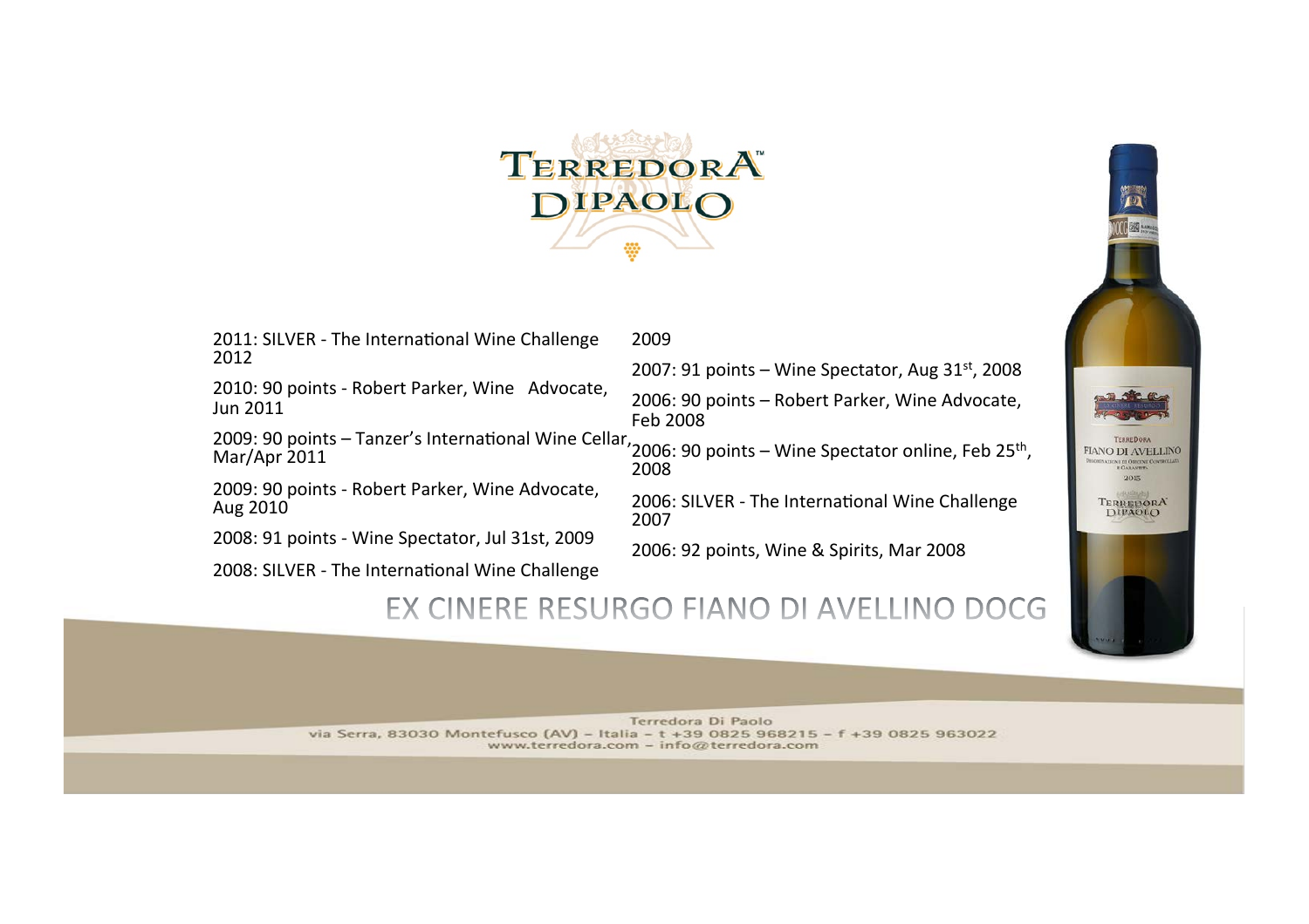# TERREDORA DIPAOLO

2011: SILVER - The International Wine Challenge 2012

2010: 90 points - Robert Parker, Wine Advocate, Jun 2011

2009: 90 points – Tanzer's International Wine Cellar, Mar/Apr 2011

2009: 90 points - Robert Parker, Wine Advocate, Aug 2010

2008: 91 points - Wine Spectator, Jul 31st, 2009

2008: SILVER - The International Wine Challenge 2009

2007: 91 points – Wine Spectator, Aug 31st, 2008

2006: 90 points – Robert Parker, Wine Advocate, Feb 2008

2006: 90 points – Wine Spectator online, Feb 25th, 2008

2006: SILVER - The International Wine Challenge 2007

2006: 92 points, Wine & Spirits, Mar 2008

## EX CINERE RESURGO FIANO DI AVELLINO DOCG

Terredora Di Paolo
via Serra, 83030 Montefusco (AV) – Italia – t +39 0825 968215 – f +39 0825 963022
www.terredora.com – info@terredora.com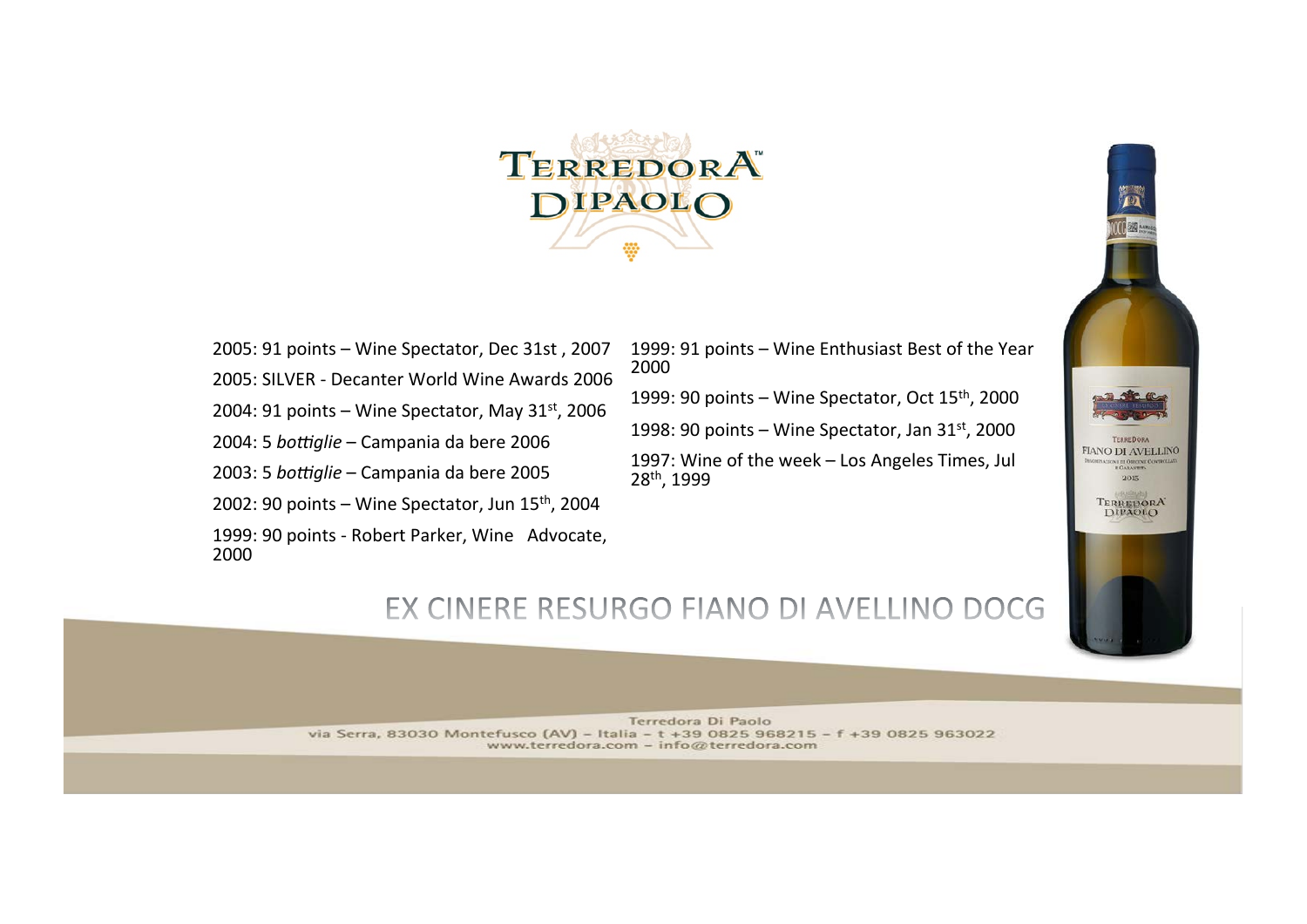# TERREDORA DIPAOLO

2005: 91 points – Wine Spectator, Dec 31st , 2007

2005: SILVER - Decanter World Wine Awards 2006

2004: 91 points – Wine Spectator, May 31st, 2006

2004: 5 *bottiglie* – Campania da bere 2006

2003: 5 *bottiglie* – Campania da bere 2005

2002: 90 points – Wine Spectator, Jun 15th, 2004

1999: 90 points - Robert Parker, Wine Advocate, 2000

1999: 91 points – Wine Enthusiast Best of the Year 2000

1999: 90 points – Wine Spectator, Oct 15th, 2000

1998: 90 points – Wine Spectator, Jan 31st, 2000

1997: Wine of the week – Los Angeles Times, Jul 28th, 1999

## EX CINERE RESURGO FIANO DI AVELLINO DOCG

Terredora Di Paolo
via Serra, 83030 Montefusco (AV) – Italia – t +39 0825 968215 – f +39 0825 963022
www.terredora.com – info@terredora.com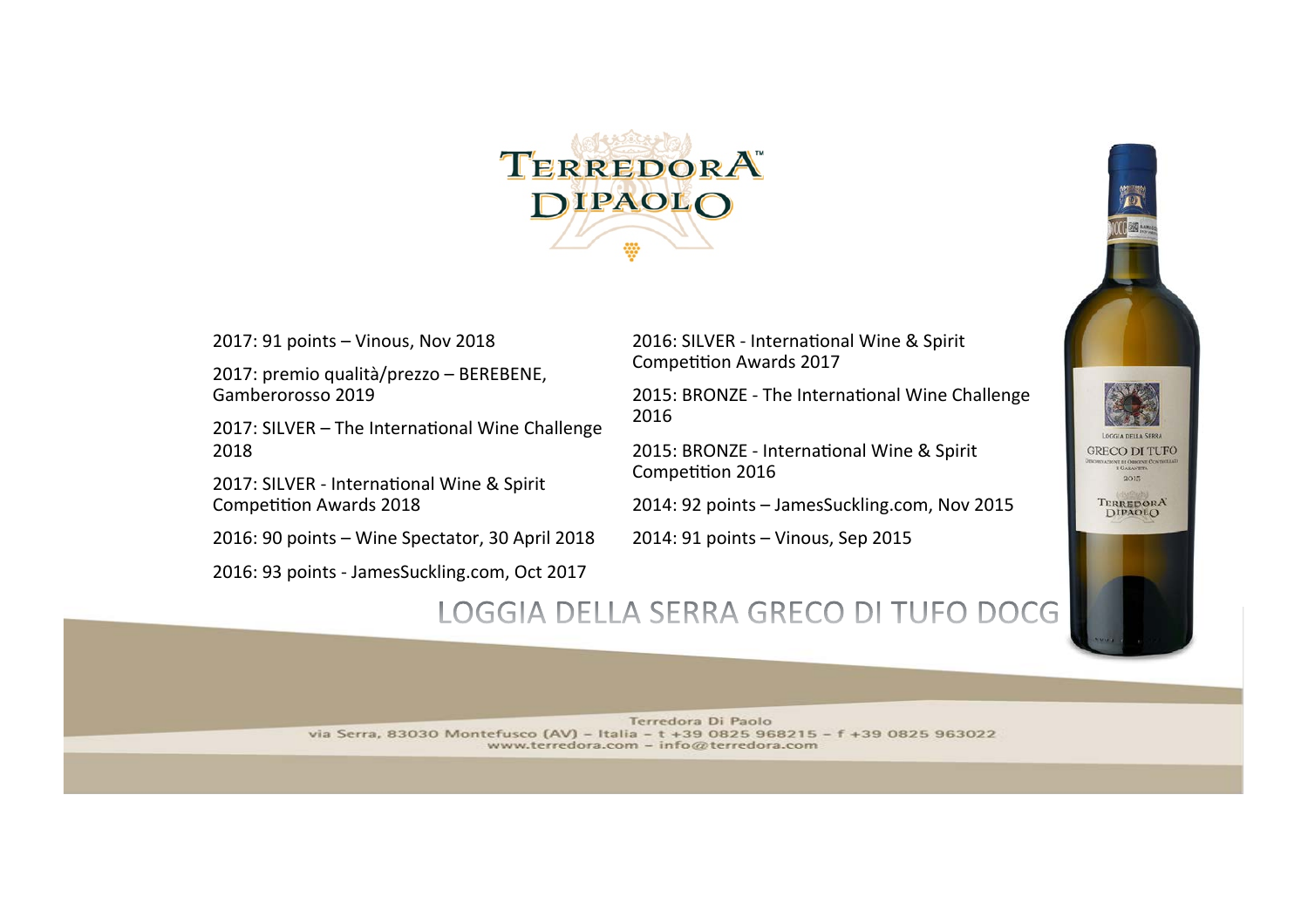# TERREDORA DIPAOLO

2017: 91 points – Vinous, Nov 2018

2017: premio qualità/prezzo – BEREBENE, Gamberorosso 2019

2017: SILVER – The International Wine Challenge 2018

2017: SILVER - International Wine & Spirit Competition Awards 2018

2016: 90 points – Wine Spectator, 30 April 2018

2016: 93 points - JamesSuckling.com, Oct 2017

2016: SILVER - International Wine & Spirit Competition Awards 2017

2015: BRONZE - The International Wine Challenge 2016

2015: BRONZE - International Wine & Spirit Competition 2016

2014: 92 points – JamesSuckling.com, Nov 2015

2014: 91 points – Vinous, Sep 2015

## LOGGIA DELLA SERRA GRECO DI TUFO DOCG

Terredora Di Paolo
via Serra, 83030 Montefusco (AV) – Italia – t +39 0825 968215 – f +39 0825 963022
www.terredora.com – info@terredora.com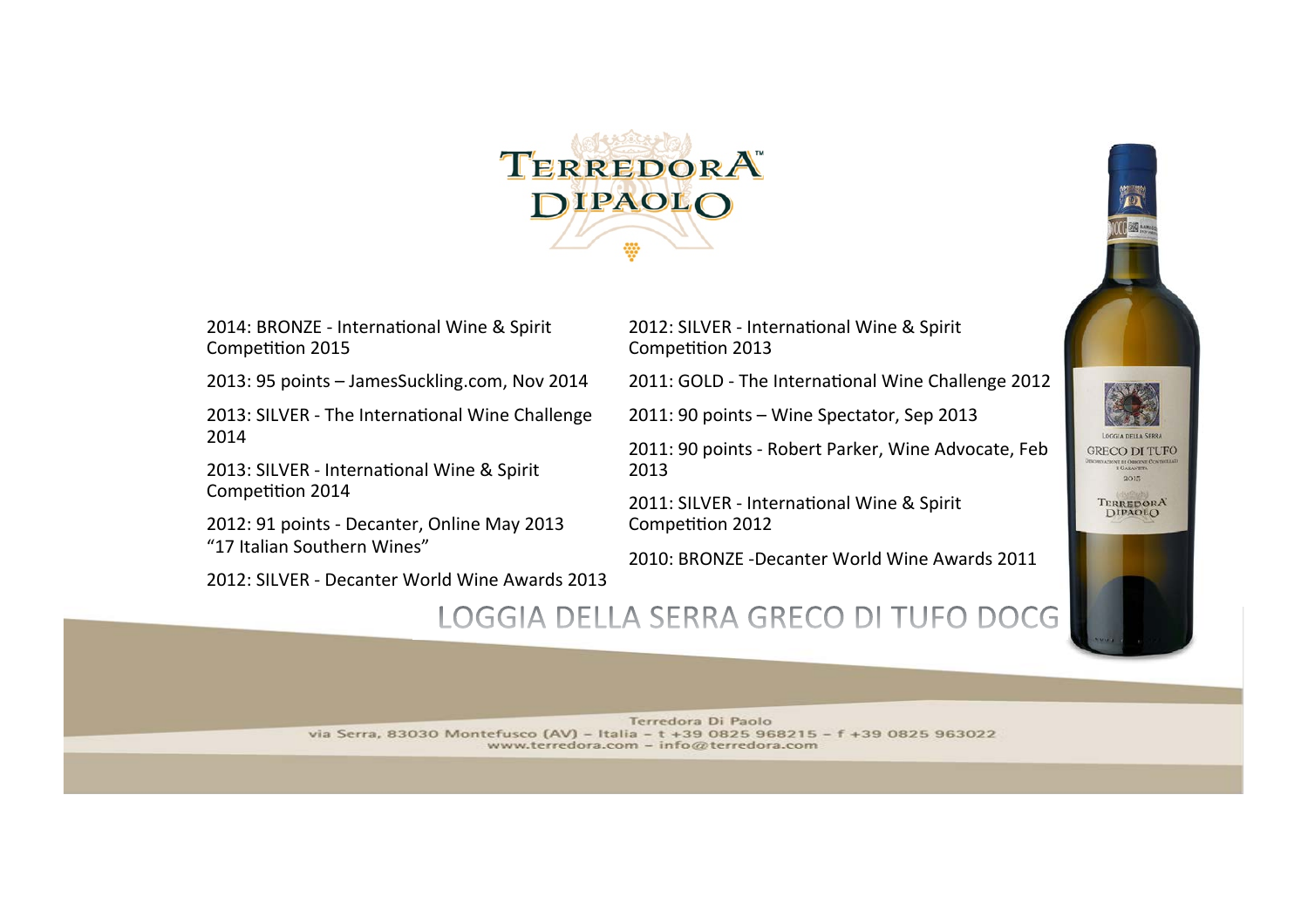# TERREDORA DIPAOLO

2014: BRONZE - International Wine & Spirit Competition 2015

2013: 95 points – JamesSuckling.com, Nov 2014

2013: SILVER - The International Wine Challenge 2014

2013: SILVER - International Wine & Spirit Competition 2014

2012: 91 points - Decanter, Online May 2013 "17 Italian Southern Wines"

2012: SILVER - Decanter World Wine Awards 2013

2012: SILVER - International Wine & Spirit Competition 2013

2011: GOLD - The International Wine Challenge 2012

2011: 90 points – Wine Spectator, Sep 2013

2011: 90 points - Robert Parker, Wine Advocate, Feb 2013

2011: SILVER - International Wine & Spirit Competition 2012

2010: BRONZE -Decanter World Wine Awards 2011

## LOGGIA DELLA SERRA GRECO DI TUFO DOCG

Terredora Di Paolo
via Serra, 83030 Montefusco (AV) – Italia – t +39 0825 968215 – f +39 0825 963022
www.terredora.com – info@terredora.com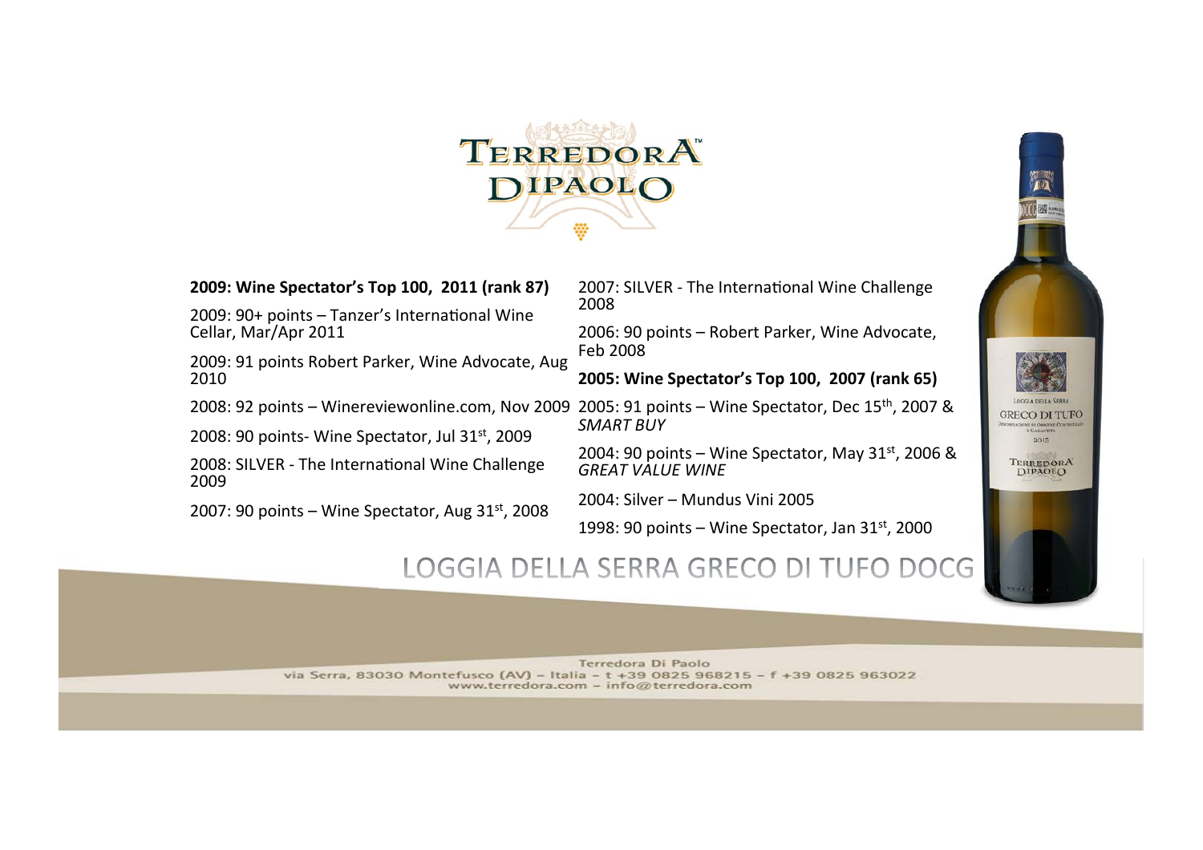# TERREDORA DIPAOLO

**2009: Wine Spectator's Top 100, 2011 (rank 87)**

2009: 90+ points – Tanzer's International Wine Cellar, Mar/Apr 2011

2009: 91 points Robert Parker, Wine Advocate, Aug 2010

2008: 92 points – Winereviewonline.com, Nov 2009

2008: 90 points- Wine Spectator, Jul 31st, 2009

2008: SILVER - The International Wine Challenge 2009

2007: 90 points – Wine Spectator, Aug 31st, 2008

2007: SILVER - The International Wine Challenge 2008

2006: 90 points – Robert Parker, Wine Advocate, Feb 2008

**2005: Wine Spectator's Top 100, 2007 (rank 65)**

2005: 91 points – Wine Spectator, Dec 15th, 2007 & *SMART BUY*

2004: 90 points – Wine Spectator, May 31st, 2006 & *GREAT VALUE WINE*

2004: Silver – Mundus Vini 2005

1998: 90 points – Wine Spectator, Jan 31st, 2000

## LOGGIA DELLA SERRA GRECO DI TUFO DOCG

Terredora Di Paolo
via Serra, 83030 Montefusco (AV) – Italia – t +39 0825 968215 – f +39 0825 963022
www.terredora.com – info@terredora.com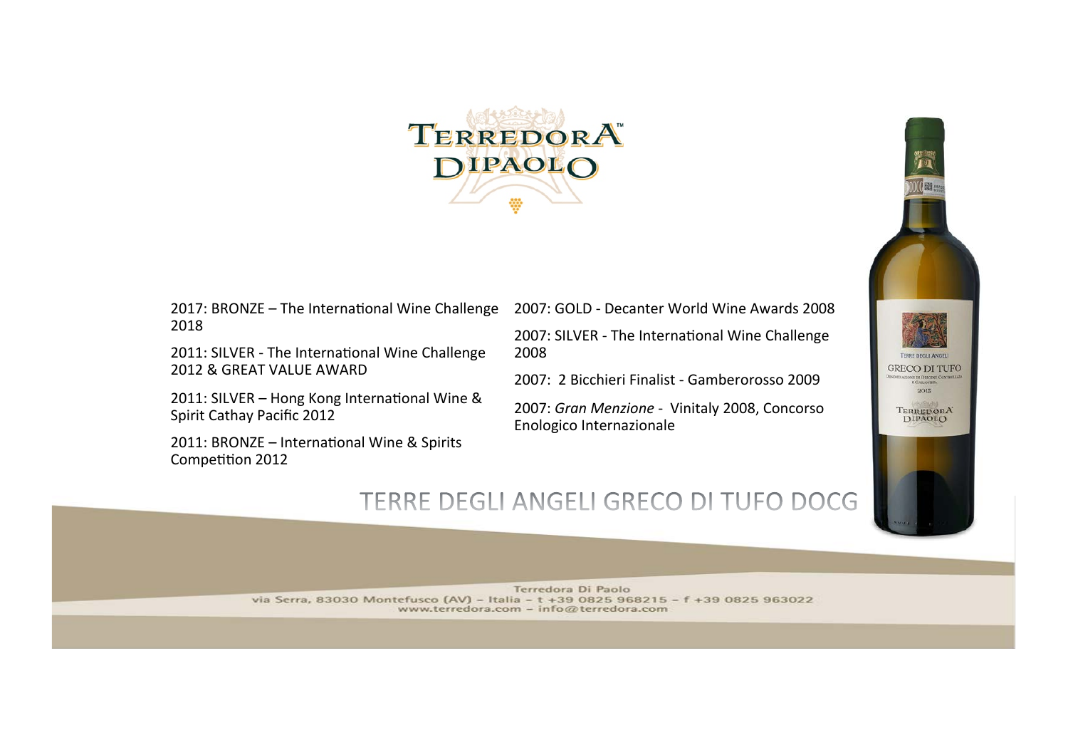# TERREDORA DIPAOLO

2017: BRONZE – The International Wine Challenge 2018

2011: SILVER - The International Wine Challenge 2012 & GREAT VALUE AWARD

2011: SILVER – Hong Kong International Wine & Spirit Cathay Pacific 2012

2011: BRONZE – International Wine & Spirits Competition 2012

2007: GOLD - Decanter World Wine Awards 2008

2007: SILVER - The International Wine Challenge 2008

2007: 2 Bicchieri Finalist - Gamberorosso 2009

2007: *Gran Menzione* - Vinitaly 2008, Concorso Enologico Internazionale

## TERRE DEGLI ANGELI GRECO DI TUFO DOCG

Terredora Di Paolo
via Serra, 83030 Montefusco (AV) – Italia – t +39 0825 968215 – f +39 0825 963022
www.terredora.com – info@terredora.com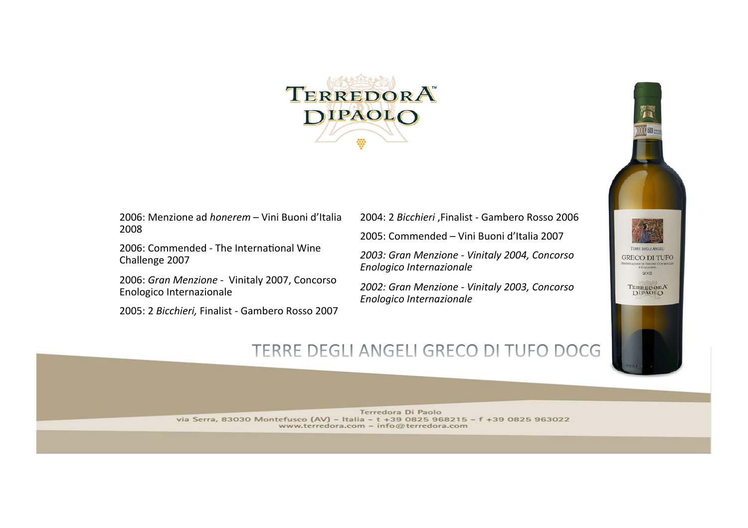# TERRE DEGLI ANGELI GRECO DI TUFO DOCG

2006: Menzione ad *honerem* – Vini Buoni d'Italia 2008

2006: Commended - The International Wine Challenge 2007

2006: *Gran Menzione* - Vinitaly 2007, Concorso Enologico Internazionale

2005: 2 *Bicchieri,* Finalist - Gambero Rosso 2007

2004: 2 *Bicchieri* ,Finalist - Gambero Rosso 2006

2005: Commended – Vini Buoni d'Italia 2007

*2003: Gran Menzione - Vinitaly 2004, Concorso Enologico Internazionale*

*2002: Gran Menzione - Vinitaly 2003, Concorso Enologico Internazionale*

Terredora Di Paolo
via Serra, 83030 Montefusco (AV) – Italia – t +39 0825 968215 – f +39 0825 963022
www.terredora.com – info@terredora.com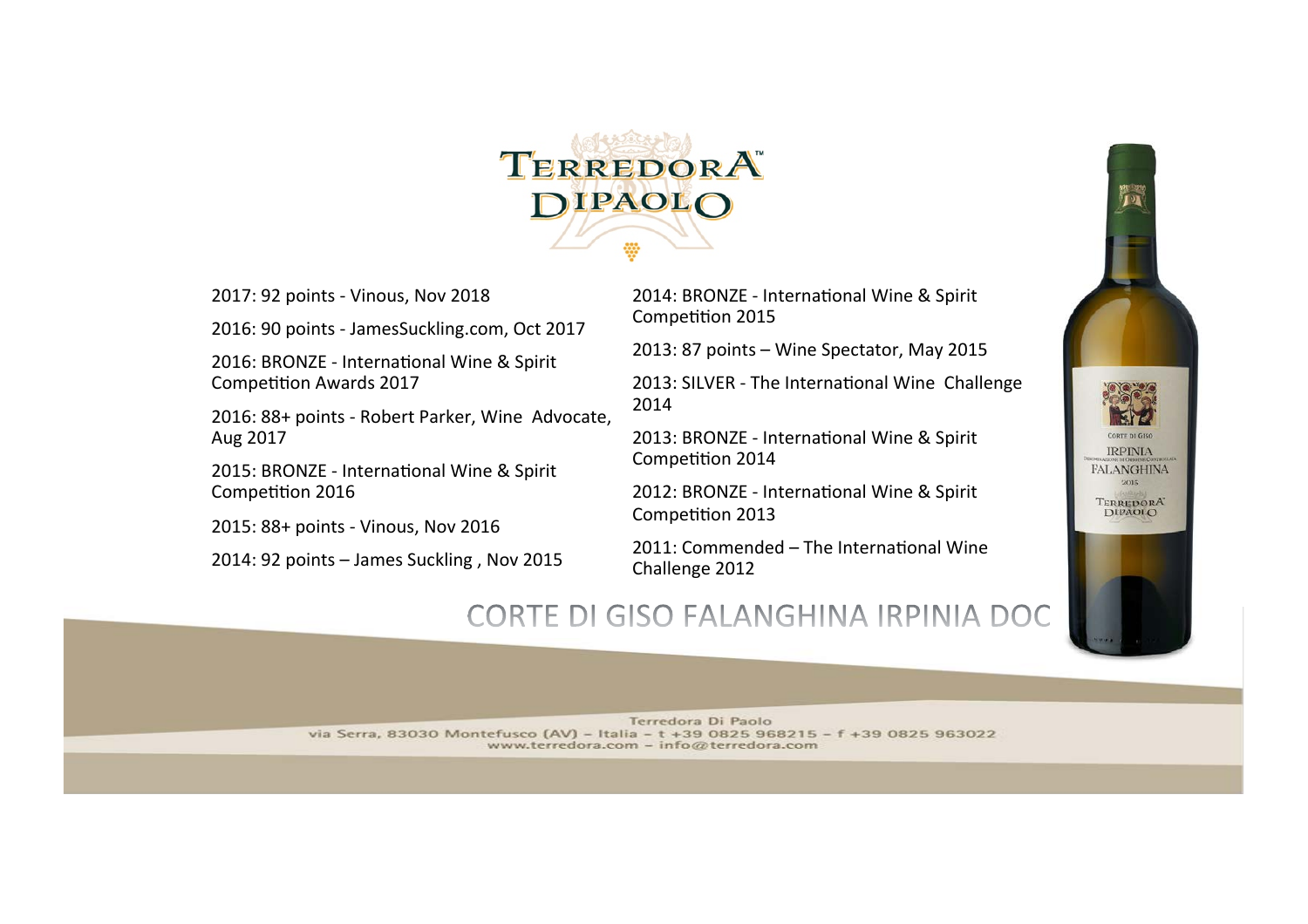# TERREDORA DIPAOLO

2017: 92 points - Vinous, Nov 2018

2016: 90 points - JamesSuckling.com, Oct 2017

2016: BRONZE - International Wine & Spirit Competition Awards 2017

2016: 88+ points - Robert Parker, Wine Advocate, Aug 2017

2015: BRONZE - International Wine & Spirit Competition 2016

2015: 88+ points - Vinous, Nov 2016

2014: 92 points – James Suckling , Nov 2015

2014: BRONZE - International Wine & Spirit Competition 2015

2013: 87 points – Wine Spectator, May 2015

2013: SILVER - The International Wine Challenge 2014

2013: BRONZE - International Wine & Spirit Competition 2014

2012: BRONZE - International Wine & Spirit Competition 2013

2011: Commended – The International Wine Challenge 2012

## CORTE DI GISO FALANGHINA IRPINIA DOC

Terredora Di Paolo
via Serra, 83030 Montefusco (AV) – Italia – t +39 0825 968215 – f +39 0825 963022
www.terredora.com – info@terredora.com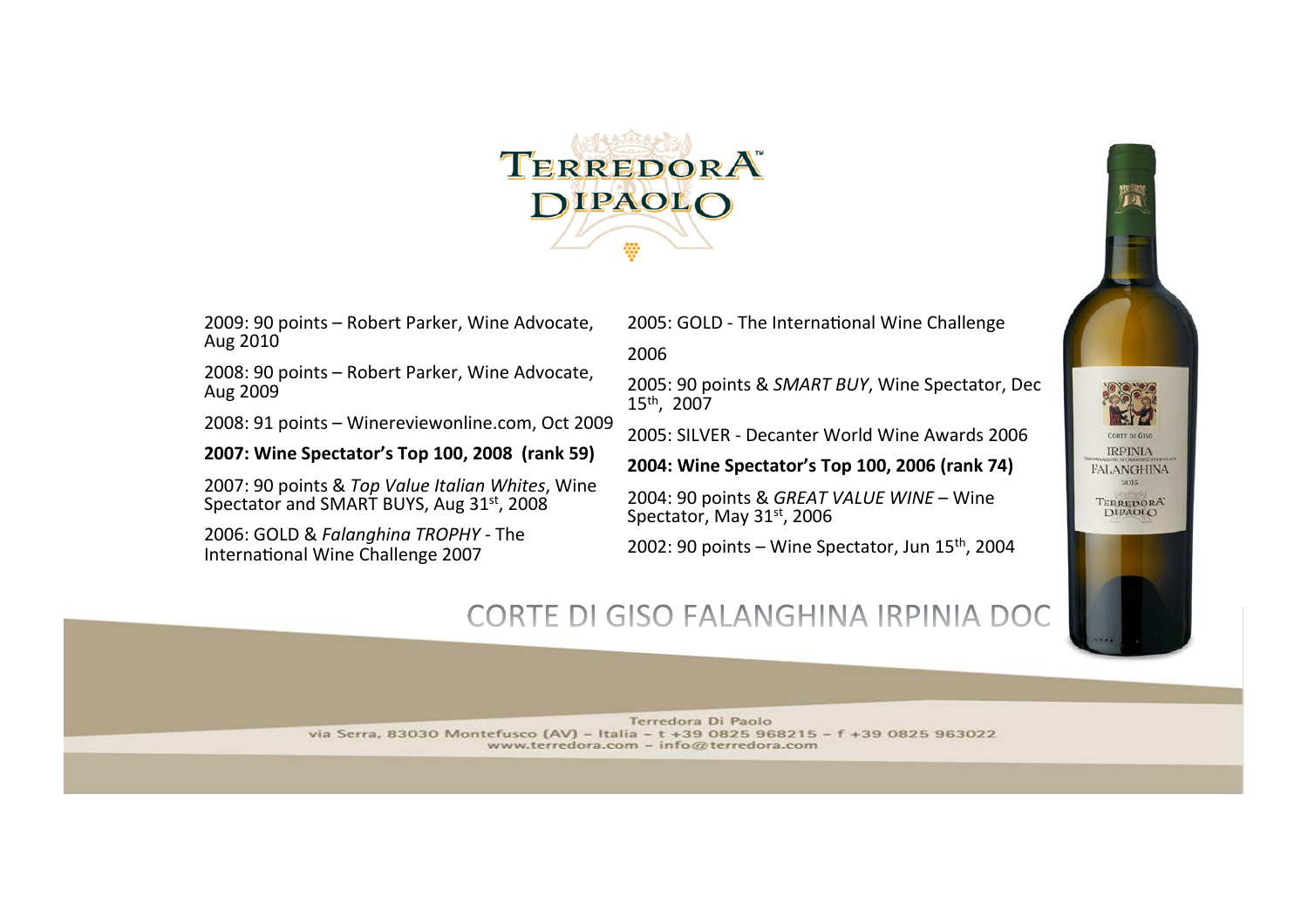# TERREDORA DIPAOLO

2009: 90 points – Robert Parker, Wine Advocate, Aug 2010

2008: 90 points – Robert Parker, Wine Advocate, Aug 2009

2008: 91 points – Winereviewonline.com, Oct 2009

**2007: Wine Spectator's Top 100, 2008 (rank 59)**

2007: 90 points & *Top Value Italian Whites*, Wine Spectator and SMART BUYS, Aug 31st, 2008

2006: GOLD & *Falanghina TROPHY* - The International Wine Challenge 2007

2005: GOLD - The International Wine Challenge 2006

2005: 90 points & *SMART BUY*, Wine Spectator, Dec 15th, 2007

2005: SILVER - Decanter World Wine Awards 2006

**2004: Wine Spectator's Top 100, 2006 (rank 74)**

2004: 90 points & *GREAT VALUE WINE* – Wine Spectator, May 31st, 2006

2002: 90 points – Wine Spectator, Jun 15th, 2004

## CORTE DI GISO FALANGHINA IRPINIA DOC

Terredora Di Paolo
via Serra, 83030 Montefusco (AV) – Italia – t +39 0825 968215 – f +39 0825 963022
www.terredora.com – info@terredora.com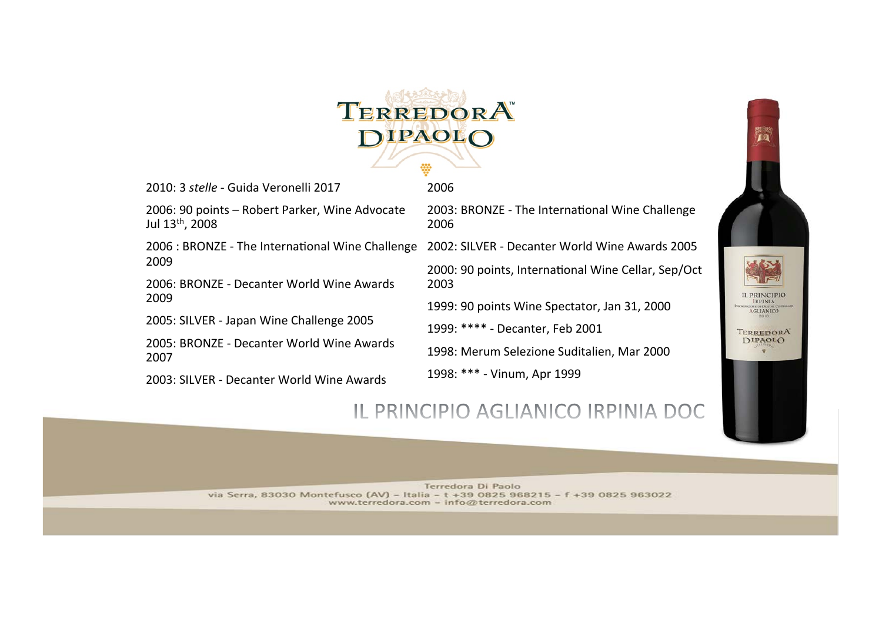# TERREDORA DIPAOLO

2010: 3 *stelle* - Guida Veronelli 2017

2006: 90 points – Robert Parker, Wine Advocate Jul 13th, 2008

2006 : BRONZE - The International Wine Challenge 2009

2006: BRONZE - Decanter World Wine Awards 2009

2005: SILVER - Japan Wine Challenge 2005

2005: BRONZE - Decanter World Wine Awards 2007

2003: SILVER - Decanter World Wine Awards 2006

2003: BRONZE - The International Wine Challenge 2006

2002: SILVER - Decanter World Wine Awards 2005

2000: 90 points, International Wine Cellar, Sep/Oct 2003

1999: 90 points Wine Spectator, Jan 31, 2000

1999: **** - Decanter, Feb 2001

1998: Merum Selezione Suditalien, Mar 2000

1998: *** - Vinum, Apr 1999

## IL PRINCIPIO AGLIANICO IRPINIA DOC

Terredora Di Paolo
via Serra, 83030 Montefusco (AV) – Italia – t +39 0825 968215 – f +39 0825 963022
www.terredora.com – info@terredora.com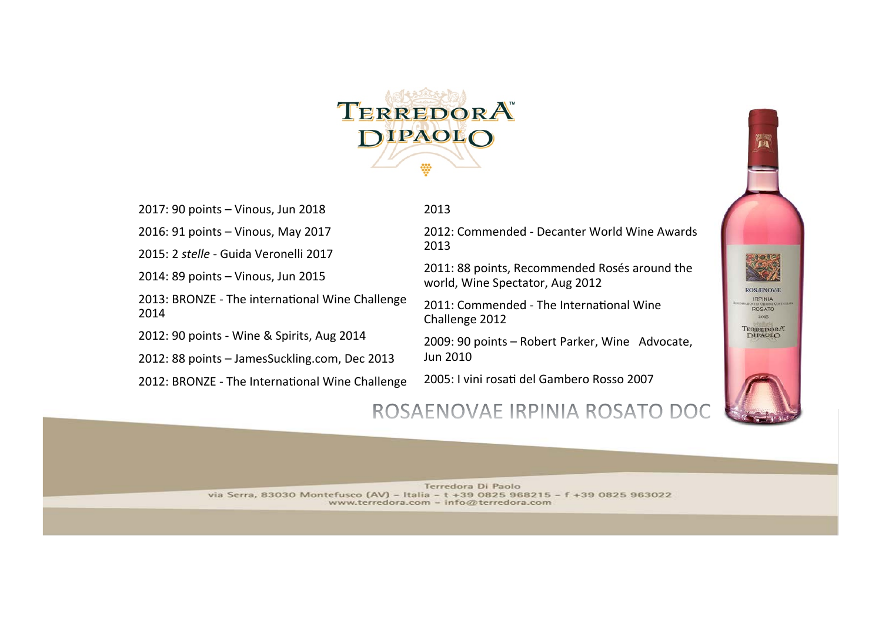# ROSAENOVAE IRPINIA ROSATO DOC

2017: 90 points – Vinous, Jun 2018

2016: 91 points – Vinous, May 2017

2015: 2 *stelle* - Guida Veronelli 2017

2014: 89 points – Vinous, Jun 2015

2013: BRONZE - The international Wine Challenge 2014

2012: 90 points - Wine & Spirits, Aug 2014

2012: 88 points – JamesSuckling.com, Dec 2013

2012: BRONZE - The International Wine Challenge 2013

2012: Commended - Decanter World Wine Awards 2013

2011: 88 points, Recommended Rosés around the world, Wine Spectator, Aug 2012

2011: Commended - The International Wine Challenge 2012

2009: 90 points – Robert Parker, Wine Advocate, Jun 2010

2005: I vini rosati del Gambero Rosso 2007

Terredora Di Paolo
via Serra, 83030 Montefusco (AV) – Italia – t +39 0825 968215 – f +39 0825 963022
www.terredora.com – info@terredora.com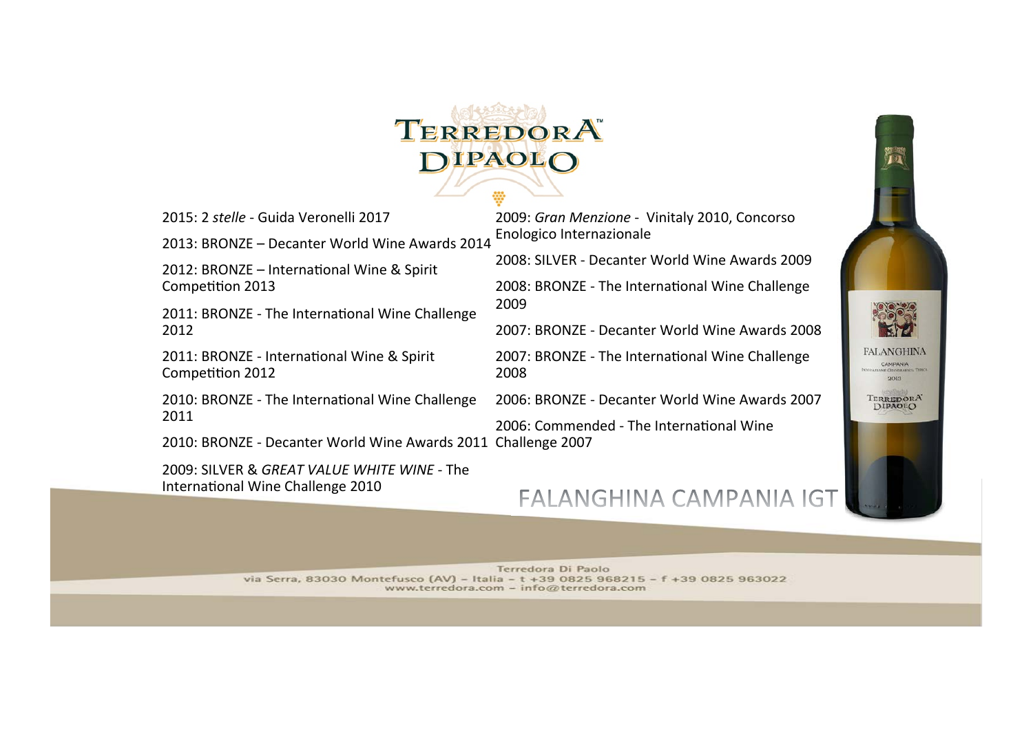# TERREDORA DIPAOLO

2015: 2 *stelle* - Guida Veronelli 2017

2013: BRONZE – Decanter World Wine Awards 2014

2012: BRONZE – International Wine & Spirit Competition 2013

2011: BRONZE - The International Wine Challenge 2012

2011: BRONZE - International Wine & Spirit Competition 2012

2010: BRONZE - The International Wine Challenge 2011

2010: BRONZE - Decanter World Wine Awards 2011

2009: SILVER & *GREAT VALUE WHITE WINE* - The International Wine Challenge 2010

2009: *Gran Menzione* - Vinitaly 2010, Concorso Enologico Internazionale

2008: SILVER - Decanter World Wine Awards 2009

2008: BRONZE - The International Wine Challenge 2009

2007: BRONZE - Decanter World Wine Awards 2008

2007: BRONZE - The International Wine Challenge 2008

2006: BRONZE - Decanter World Wine Awards 2007

2006: Commended - The International Wine Challenge 2007

## FALANGHINA CAMPANIA IGT

Terredora Di Paolo
via Serra, 83030 Montefusco (AV) – Italia – t +39 0825 968215 – f +39 0825 963022
www.terredora.com – info@terredora.com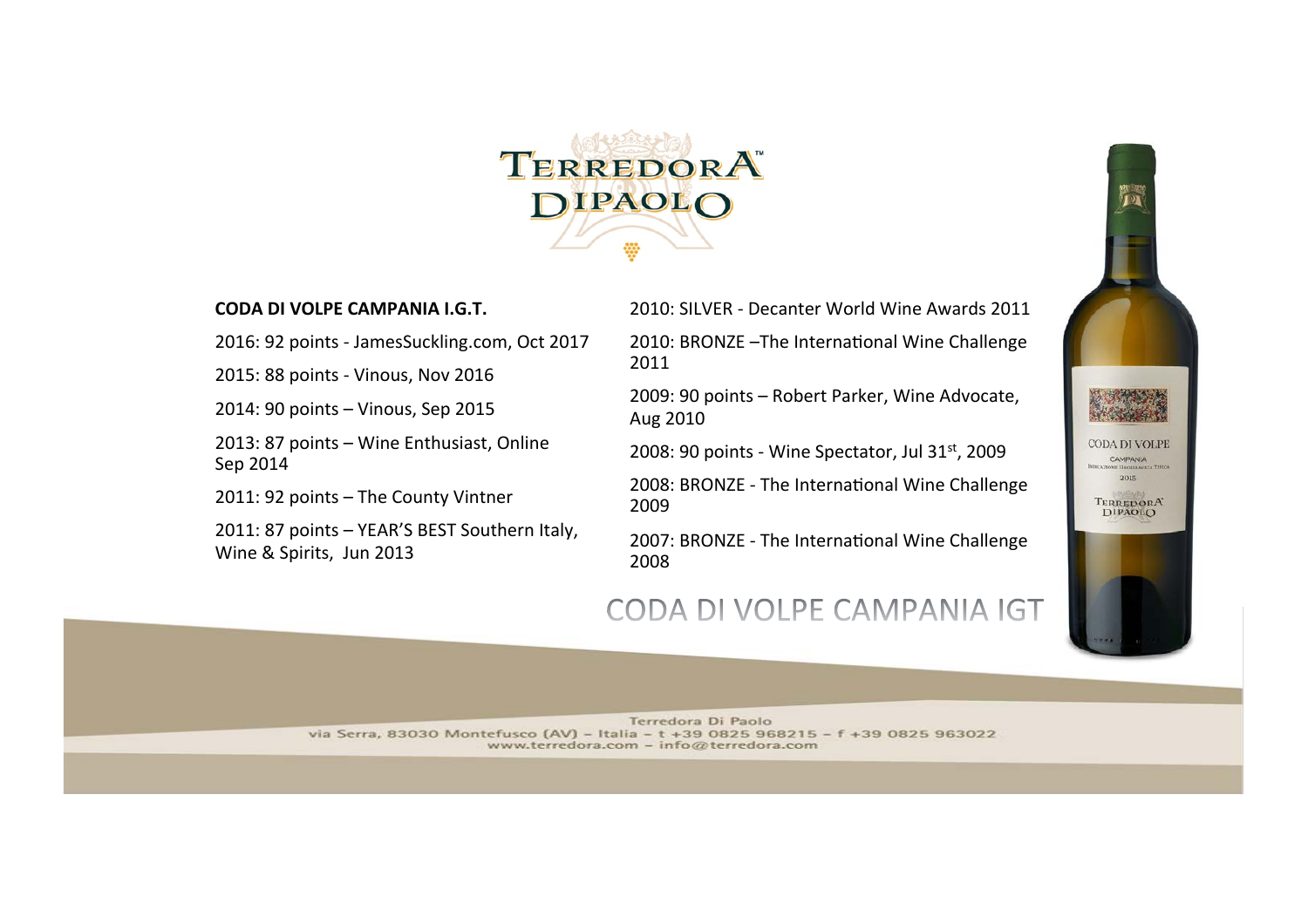TERREDORA DIPAOLO

**CODA DI VOLPE CAMPANIA I.G.T.**

2016: 92 points - JamesSuckling.com, Oct 2017

2015: 88 points - Vinous, Nov 2016

2014: 90 points – Vinous, Sep 2015

2013: 87 points – Wine Enthusiast, Online Sep 2014

2011: 92 points – The County Vintner

2011: 87 points – YEAR'S BEST Southern Italy, Wine & Spirits, Jun 2013

2010: SILVER - Decanter World Wine Awards 2011

2010: BRONZE –The International Wine Challenge 2011

2009: 90 points – Robert Parker, Wine Advocate, Aug 2010

2008: 90 points - Wine Spectator, Jul 31st, 2009

2008: BRONZE - The International Wine Challenge 2009

2007: BRONZE - The International Wine Challenge 2008

## CODA DI VOLPE CAMPANIA IGT

Terredora Di Paolo
via Serra, 83030 Montefusco (AV) – Italia – t +39 0825 968215 – f +39 0825 963022
www.terredora.com – info@terredora.com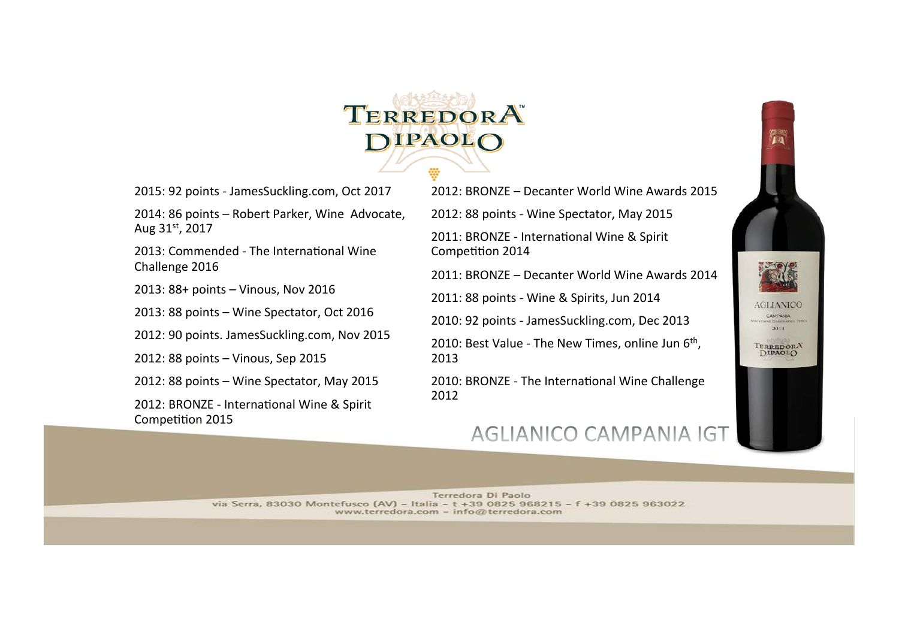# TERREDORA DIPAOLO

2015: 92 points - JamesSuckling.com, Oct 2017

2014: 86 points – Robert Parker, Wine Advocate, Aug 31st, 2017

2013: Commended - The International Wine Challenge 2016

2013: 88+ points – Vinous, Nov 2016

2013: 88 points – Wine Spectator, Oct 2016

2012: 90 points. JamesSuckling.com, Nov 2015

2012: 88 points – Vinous, Sep 2015

2012: 88 points – Wine Spectator, May 2015

2012: BRONZE - International Wine & Spirit Competition 2015

2012: BRONZE – Decanter World Wine Awards 2015

2012: 88 points - Wine Spectator, May 2015

2011: BRONZE - International Wine & Spirit Competition 2014

2011: BRONZE – Decanter World Wine Awards 2014

2011: 88 points - Wine & Spirits, Jun 2014

2010: 92 points - JamesSuckling.com, Dec 2013

2010: Best Value - The New Times, online Jun 6th, 2013

2010: BRONZE - The International Wine Challenge 2012

## AGLIANICO CAMPANIA IGT

Terredora Di Paolo
via Serra, 83030 Montefusco (AV) – Italia – t +39 0825 968215 – f +39 0825 963022
www.terredora.com – info@terredora.com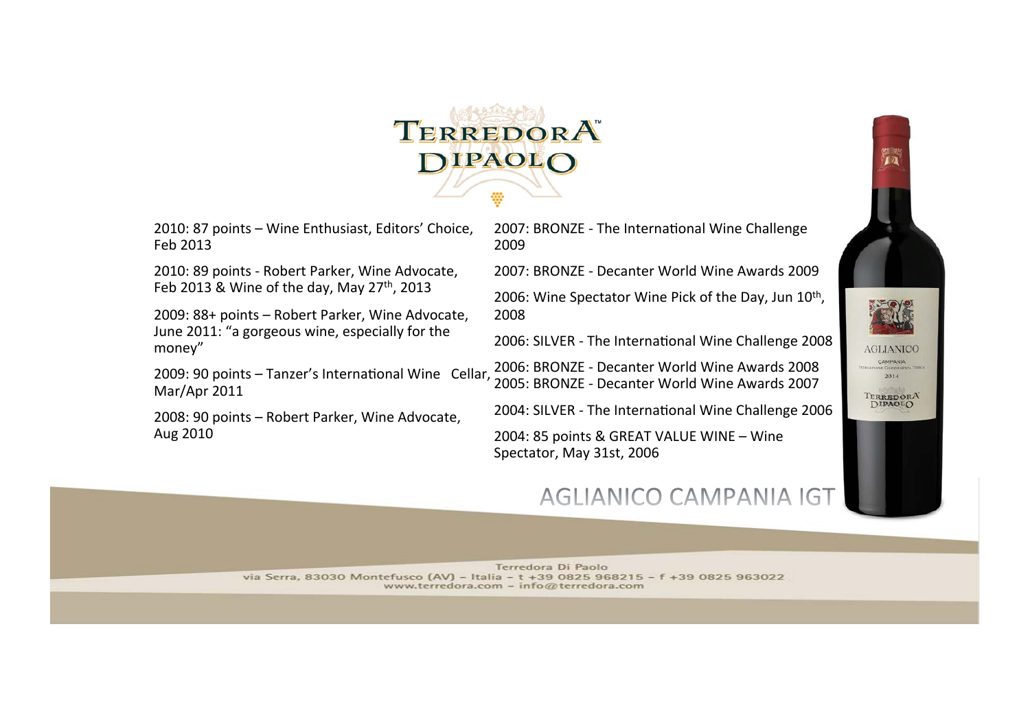# TERREDORA DIPAOLO

2010: 87 points – Wine Enthusiast, Editors' Choice, Feb 2013

2010: 89 points - Robert Parker, Wine Advocate, Feb 2013 & Wine of the day, May 27th, 2013

2009: 88+ points – Robert Parker, Wine Advocate, June 2011: "a gorgeous wine, especially for the money"

2009: 90 points – Tanzer's International Wine Cellar, Mar/Apr 2011

2008: 90 points – Robert Parker, Wine Advocate, Aug 2010

2007: BRONZE - The International Wine Challenge 2009

2007: BRONZE - Decanter World Wine Awards 2009

2006: Wine Spectator Wine Pick of the Day, Jun 10th, 2008

2006: SILVER - The International Wine Challenge 2008

2006: BRONZE - Decanter World Wine Awards 2008

2005: BRONZE - Decanter World Wine Awards 2007

2004: SILVER - The International Wine Challenge 2006

2004: 85 points & GREAT VALUE WINE – Wine Spectator, May 31st, 2006

## AGLIANICO CAMPANIA IGT

Terredora Di Paolo
via Serra, 83030 Montefusco (AV) – Italia – t +39 0825 968215 – f +39 0825 963022
www.terredora.com – info@terredora.com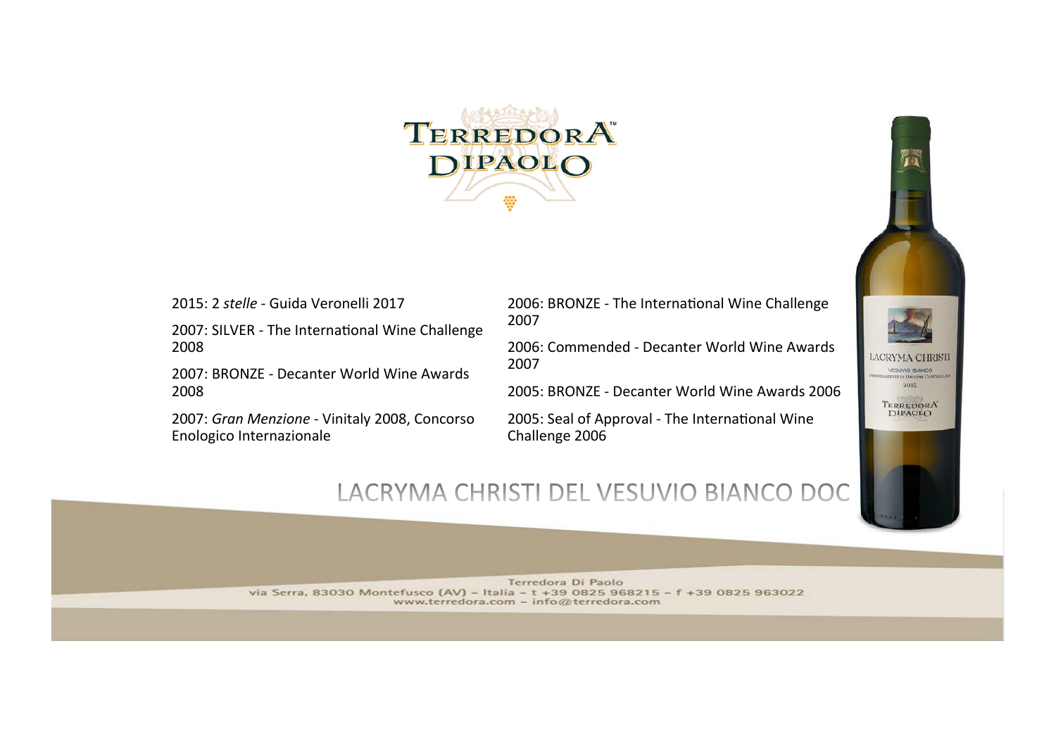# TERREDORA DIPAOLO

## LACRYMA CHRISTI DEL VESUVIO BIANCO DOC

2015: 2 *stelle* - Guida Veronelli 2017

2007: SILVER - The International Wine Challenge 2008

2007: BRONZE - Decanter World Wine Awards 2008

2007: *Gran Menzione* - Vinitaly 2008, Concorso Enologico Internazionale

2006: BRONZE - The International Wine Challenge 2007

2006: Commended - Decanter World Wine Awards 2007

2005: BRONZE - Decanter World Wine Awards 2006

2005: Seal of Approval - The International Wine Challenge 2006

Terredora Di Paolo
via Serra, 83030 Montefusco (AV) – Italia – t +39 0825 968215 – f +39 0825 963022
www.terredora.com – info@terredora.com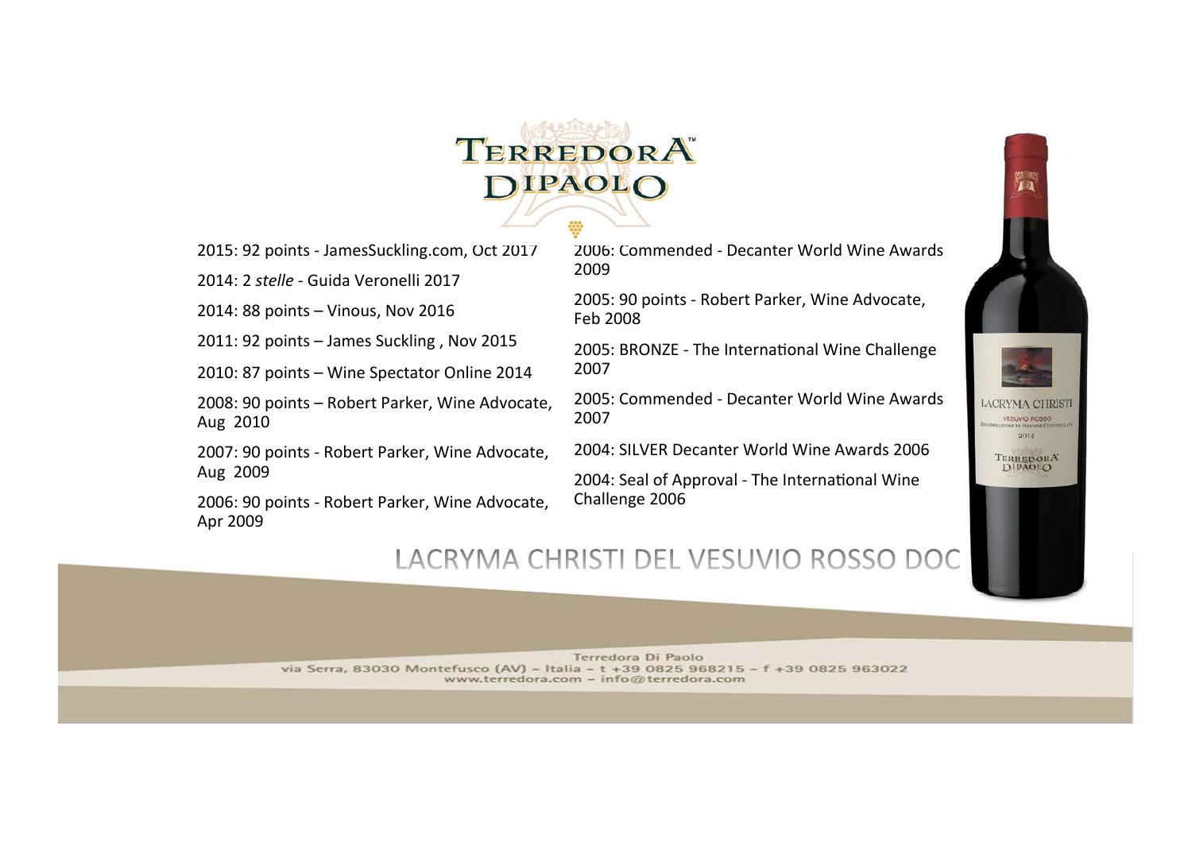# TERREDORA DIPAOLO

2015: 92 points - JamesSuckling.com, Oct 2017

2014: 2 *stelle* - Guida Veronelli 2017

2014: 88 points – Vinous, Nov 2016

2011: 92 points – James Suckling , Nov 2015

2010: 87 points – Wine Spectator Online 2014

2008: 90 points – Robert Parker, Wine Advocate, Aug 2010

2007: 90 points - Robert Parker, Wine Advocate, Aug 2009

2006: 90 points - Robert Parker, Wine Advocate, Apr 2009

2006: Commended - Decanter World Wine Awards 2009

2005: 90 points - Robert Parker, Wine Advocate, Feb 2008

2005: BRONZE - The International Wine Challenge 2007

2005: Commended - Decanter World Wine Awards 2007

2004: SILVER Decanter World Wine Awards 2006

2004: Seal of Approval - The International Wine Challenge 2006

## LACRYMA CHRISTI DEL VESUVIO ROSSO DOC

Terredora Di Paolo
via Serra, 83030 Montefusco (AV) – Italia – t +39 0825 968215 – f +39 0825 963022
www.terredora.com – info@terredora.com